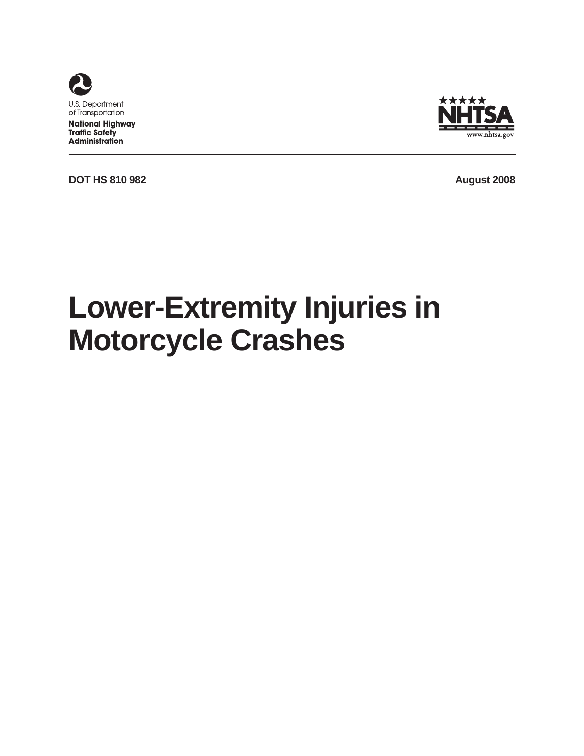U.S. Department of Transportation

**National Highway Traffic Safety Administration**

NHTSA

www.nhtsa.gov

**DOT HS 810 982** **August 2008**

# Lower-Extremity Injuries in Motorcycle Crashes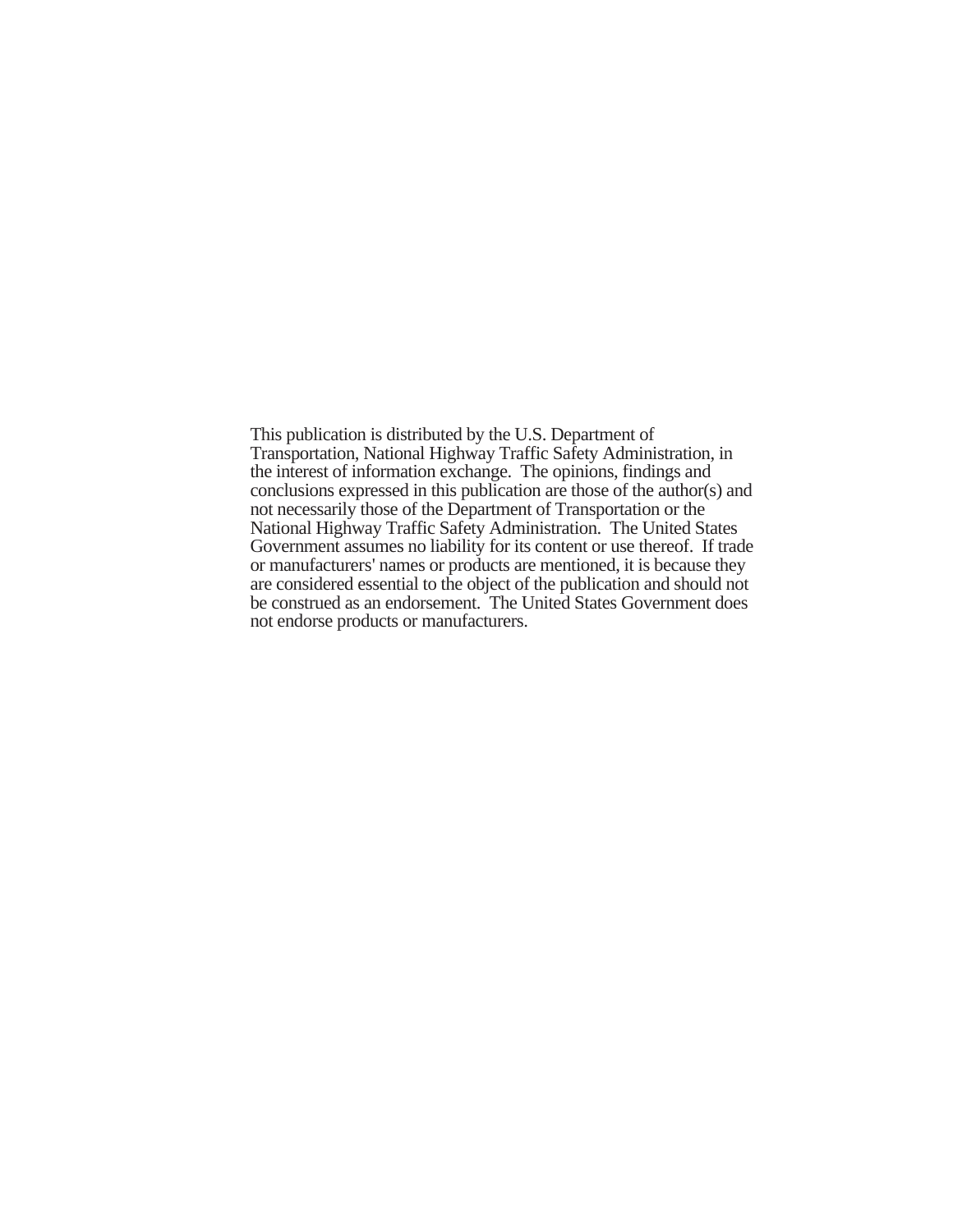This publication is distributed by the U.S. Department of Transportation, National Highway Traffic Safety Administration, in the interest of information exchange. The opinions, findings and conclusions expressed in this publication are those of the author(s) and not necessarily those of the Department of Transportation or the National Highway Traffic Safety Administration. The United States Government assumes no liability for its content or use thereof. If trade or manufacturers' names or products are mentioned, it is because they are considered essential to the object of the publication and should not be construed as an endorsement. The United States Government does not endorse products or manufacturers.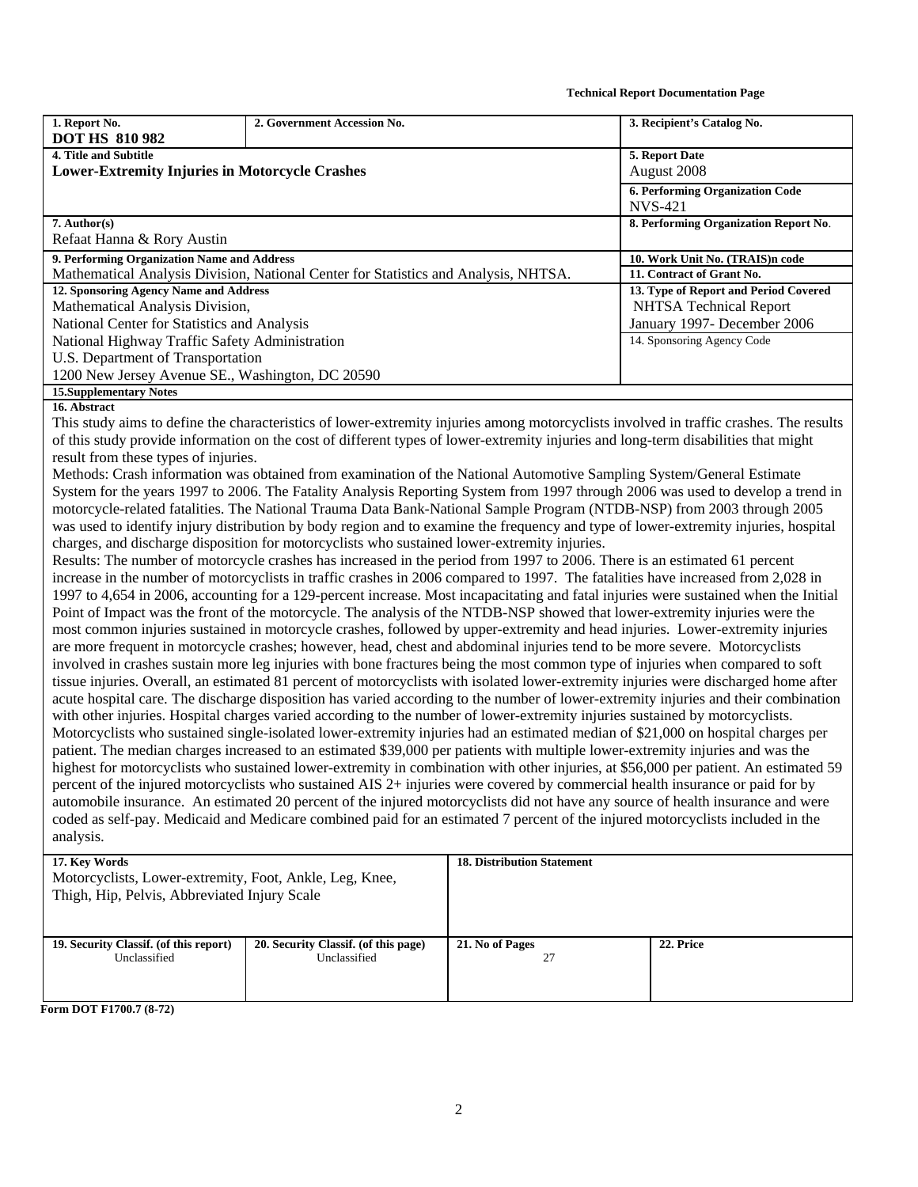**Technical Report Documentation Page**

| 1. Report No. | 2. Government Accession No. | 3. Recipient's Catalog No. |
|---|---|---|
| **DOT HS 810 982** | | |
| **4. Title and Subtitle** | | **5. Report Date** |
| **Lower-Extremity Injuries in Motorcycle Crashes** | | August 2008 |
| | | **6. Performing Organization Code** NVS-421 |
| **7. Author(s)** Refaat Hanna & Rory Austin | | **8. Performing Organization Report No.** |
| **9. Performing Organization Name and Address** Mathematical Analysis Division, National Center for Statistics and Analysis, NHTSA. | | **10. Work Unit No. (TRAIS)n code** |
| | | **11. Contract of Grant No.** |
| **12. Sponsoring Agency Name and Address** Mathematical Analysis Division, National Center for Statistics and Analysis, National Highway Traffic Safety Administration, U.S. Department of Transportation, 1200 New Jersey Avenue SE., Washington, DC 20590 | | **13. Type of Report and Period Covered** NHTSA Technical Report January 1997- December 2006 |
| | | 14. Sponsoring Agency Code |
| **15.Supplementary Notes** | | |

**16. Abstract**

This study aims to define the characteristics of lower-extremity injuries among motorcyclists involved in traffic crashes. The results of this study provide information on the cost of different types of lower-extremity injuries and long-term disabilities that might result from these types of injuries.

Methods: Crash information was obtained from examination of the National Automotive Sampling System/General Estimate System for the years 1997 to 2006. The Fatality Analysis Reporting System from 1997 through 2006 was used to develop a trend in motorcycle-related fatalities. The National Trauma Data Bank-National Sample Program (NTDB-NSP) from 2003 through 2005 was used to identify injury distribution by body region and to examine the frequency and type of lower-extremity injuries, hospital charges, and discharge disposition for motorcyclists who sustained lower-extremity injuries.

Results: The number of motorcycle crashes has increased in the period from 1997 to 2006. There is an estimated 61 percent increase in the number of motorcyclists in traffic crashes in 2006 compared to 1997. The fatalities have increased from 2,028 in 1997 to 4,654 in 2006, accounting for a 129-percent increase. Most incapacitating and fatal injuries were sustained when the Initial Point of Impact was the front of the motorcycle. The analysis of the NTDB-NSP showed that lower-extremity injuries were the most common injuries sustained in motorcycle crashes, followed by upper-extremity and head injuries. Lower-extremity injuries are more frequent in motorcycle crashes; however, head, chest and abdominal injuries tend to be more severe. Motorcyclists involved in crashes sustain more leg injuries with bone fractures being the most common type of injuries when compared to soft tissue injuries. Overall, an estimated 81 percent of motorcyclists with isolated lower-extremity injuries were discharged home after acute hospital care. The discharge disposition has varied according to the number of lower-extremity injuries and their combination with other injuries. Hospital charges varied according to the number of lower-extremity injuries sustained by motorcyclists. Motorcyclists who sustained single-isolated lower-extremity injuries had an estimated median of $21,000 on hospital charges per patient. The median charges increased to an estimated $39,000 per patients with multiple lower-extremity injuries and was the highest for motorcyclists who sustained lower-extremity in combination with other injuries, at $56,000 per patient. An estimated 59 percent of the injured motorcyclists who sustained AIS 2+ injuries were covered by commercial health insurance or paid for by automobile insurance. An estimated 20 percent of the injured motorcyclists did not have any source of health insurance and were coded as self-pay. Medicaid and Medicare combined paid for an estimated 7 percent of the injured motorcyclists included in the analysis.

| 17. Key Words | | 18. Distribution Statement | |
|---|---|---|---|
| Motorcyclists, Lower-extremity, Foot, Ankle, Leg, Knee, Thigh, Hip, Pelvis, Abbreviated Injury Scale | | | |
| **19. Security Classif. (of this report)** | **20. Security Classif. (of this page)** | **21. No of Pages** | **22. Price** |
| Unclassified | Unclassified | 27 | |

**Form DOT F1700.7 (8-72)**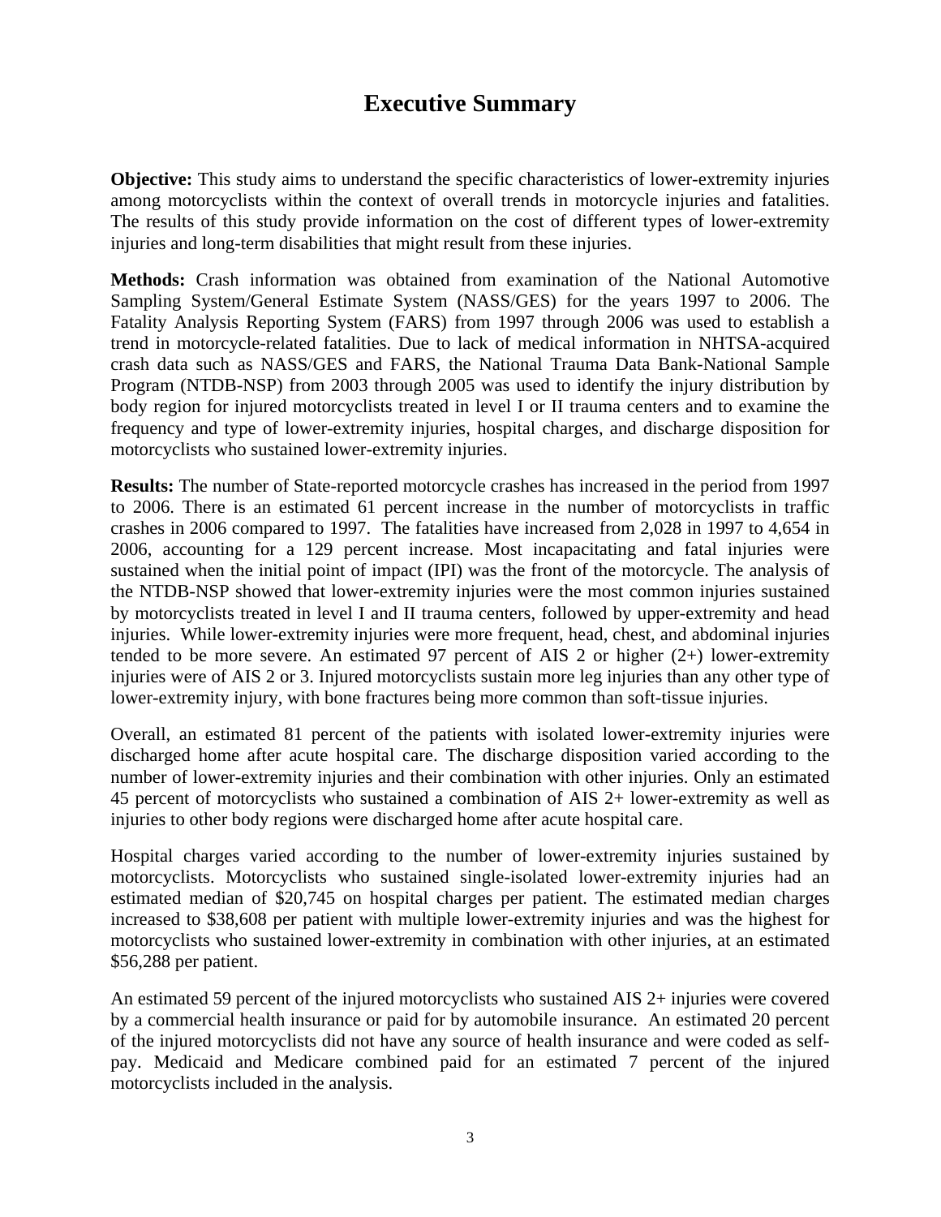# Executive Summary

**Objective:** This study aims to understand the specific characteristics of lower-extremity injuries among motorcyclists within the context of overall trends in motorcycle injuries and fatalities. The results of this study provide information on the cost of different types of lower-extremity injuries and long-term disabilities that might result from these injuries.

**Methods:** Crash information was obtained from examination of the National Automotive Sampling System/General Estimate System (NASS/GES) for the years 1997 to 2006. The Fatality Analysis Reporting System (FARS) from 1997 through 2006 was used to establish a trend in motorcycle-related fatalities. Due to lack of medical information in NHTSA-acquired crash data such as NASS/GES and FARS, the National Trauma Data Bank-National Sample Program (NTDB-NSP) from 2003 through 2005 was used to identify the injury distribution by body region for injured motorcyclists treated in level I or II trauma centers and to examine the frequency and type of lower-extremity injuries, hospital charges, and discharge disposition for motorcyclists who sustained lower-extremity injuries.

**Results:** The number of State-reported motorcycle crashes has increased in the period from 1997 to 2006. There is an estimated 61 percent increase in the number of motorcyclists in traffic crashes in 2006 compared to 1997. The fatalities have increased from 2,028 in 1997 to 4,654 in 2006, accounting for a 129 percent increase. Most incapacitating and fatal injuries were sustained when the initial point of impact (IPI) was the front of the motorcycle. The analysis of the NTDB-NSP showed that lower-extremity injuries were the most common injuries sustained by motorcyclists treated in level I and II trauma centers, followed by upper-extremity and head injuries. While lower-extremity injuries were more frequent, head, chest, and abdominal injuries tended to be more severe. An estimated 97 percent of AIS 2 or higher (2+) lower-extremity injuries were of AIS 2 or 3. Injured motorcyclists sustain more leg injuries than any other type of lower-extremity injury, with bone fractures being more common than soft-tissue injuries.

Overall, an estimated 81 percent of the patients with isolated lower-extremity injuries were discharged home after acute hospital care. The discharge disposition varied according to the number of lower-extremity injuries and their combination with other injuries. Only an estimated 45 percent of motorcyclists who sustained a combination of AIS 2+ lower-extremity as well as injuries to other body regions were discharged home after acute hospital care.

Hospital charges varied according to the number of lower-extremity injuries sustained by motorcyclists. Motorcyclists who sustained single-isolated lower-extremity injuries had an estimated median of $20,745 on hospital charges per patient. The estimated median charges increased to $38,608 per patient with multiple lower-extremity injuries and was the highest for motorcyclists who sustained lower-extremity in combination with other injuries, at an estimated $56,288 per patient.

An estimated 59 percent of the injured motorcyclists who sustained AIS 2+ injuries were covered by a commercial health insurance or paid for by automobile insurance. An estimated 20 percent of the injured motorcyclists did not have any source of health insurance and were coded as self-pay. Medicaid and Medicare combined paid for an estimated 7 percent of the injured motorcyclists included in the analysis.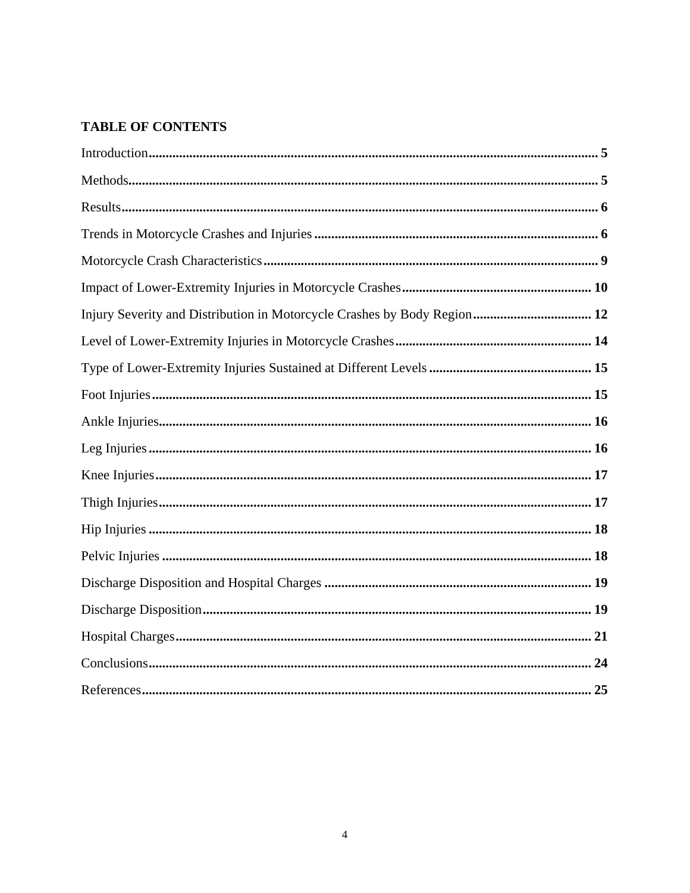## TABLE OF CONTENTS

Introduction.................................................................................................................................... 5

Methods.......................................................................................................................................... 5

Results............................................................................................................................................ 6

Trends in Motorcycle Crashes and Injuries .................................................................................. 6

Motorcycle Crash Characteristics .................................................................................................. 9

Impact of Lower-Extremity Injuries in Motorcycle Crashes........................................................ 10

Injury Severity and Distribution in Motorcycle Crashes by Body Region................................... 12

Level of Lower-Extremity Injuries in Motorcycle Crashes.......................................................... 14

Type of Lower-Extremity Injuries Sustained at Different Levels ................................................ 15

Foot Injuries.................................................................................................................................. 15

Ankle Injuries................................................................................................................................ 16

Leg Injuries................................................................................................................................... 16

Knee Injuries................................................................................................................................. 17

Thigh Injuries................................................................................................................................ 17

Hip Injuries ................................................................................................................................... 18

Pelvic Injuries ............................................................................................................................... 18

Discharge Disposition and Hospital Charges ............................................................................... 19

Discharge Disposition................................................................................................................... 19

Hospital Charges........................................................................................................................... 21

Conclusions................................................................................................................................... 24

References..................................................................................................................................... 25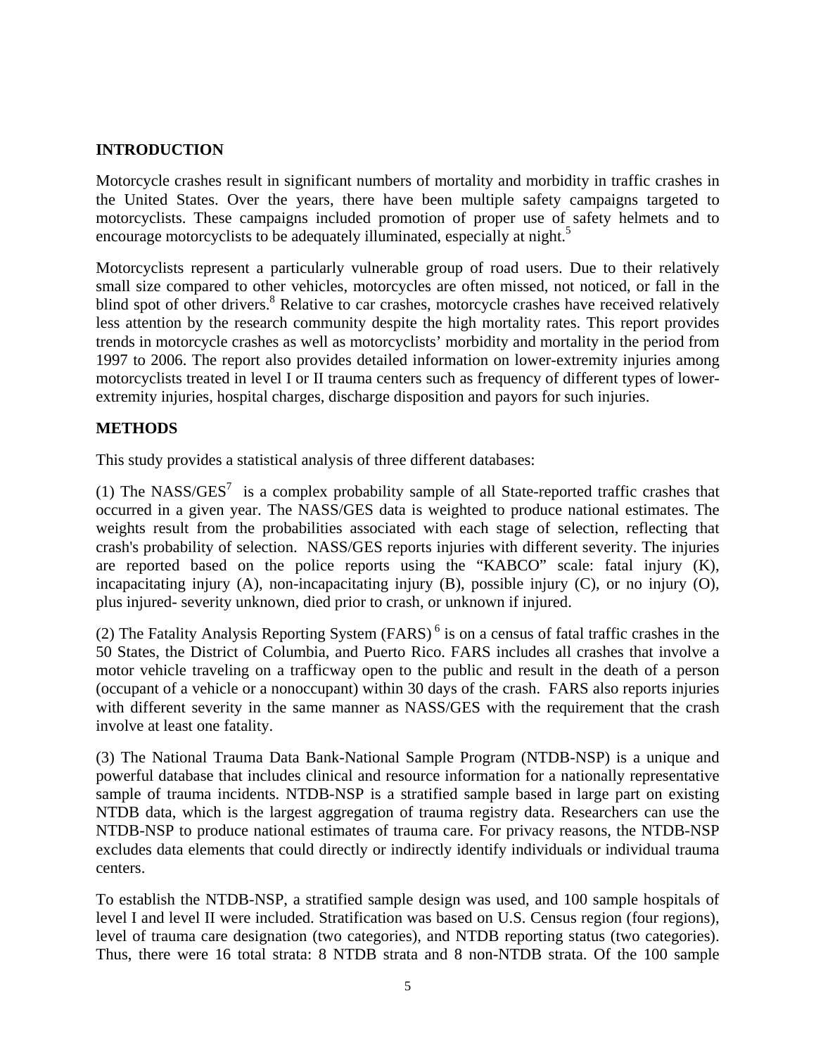## INTRODUCTION

Motorcycle crashes result in significant numbers of mortality and morbidity in traffic crashes in the United States. Over the years, there have been multiple safety campaigns targeted to motorcyclists. These campaigns included promotion of proper use of safety helmets and to encourage motorcyclists to be adequately illuminated, especially at night.[5]

Motorcyclists represent a particularly vulnerable group of road users. Due to their relatively small size compared to other vehicles, motorcycles are often missed, not noticed, or fall in the blind spot of other drivers.[8] Relative to car crashes, motorcycle crashes have received relatively less attention by the research community despite the high mortality rates. This report provides trends in motorcycle crashes as well as motorcyclists' morbidity and mortality in the period from 1997 to 2006. The report also provides detailed information on lower-extremity injuries among motorcyclists treated in level I or II trauma centers such as frequency of different types of lower-extremity injuries, hospital charges, discharge disposition and payors for such injuries.

## METHODS

This study provides a statistical analysis of three different databases:

(1) The NASS/GES[7] is a complex probability sample of all State-reported traffic crashes that occurred in a given year. The NASS/GES data is weighted to produce national estimates. The weights result from the probabilities associated with each stage of selection, reflecting that crash's probability of selection. NASS/GES reports injuries with different severity. The injuries are reported based on the police reports using the "KABCO" scale: fatal injury (K), incapacitating injury (A), non-incapacitating injury (B), possible injury (C), or no injury (O), plus injured- severity unknown, died prior to crash, or unknown if injured.

(2) The Fatality Analysis Reporting System (FARS) [6] is on a census of fatal traffic crashes in the 50 States, the District of Columbia, and Puerto Rico. FARS includes all crashes that involve a motor vehicle traveling on a trafficway open to the public and result in the death of a person (occupant of a vehicle or a nonoccupant) within 30 days of the crash. FARS also reports injuries with different severity in the same manner as NASS/GES with the requirement that the crash involve at least one fatality.

(3) The National Trauma Data Bank-National Sample Program (NTDB-NSP) is a unique and powerful database that includes clinical and resource information for a nationally representative sample of trauma incidents. NTDB-NSP is a stratified sample based in large part on existing NTDB data, which is the largest aggregation of trauma registry data. Researchers can use the NTDB-NSP to produce national estimates of trauma care. For privacy reasons, the NTDB-NSP excludes data elements that could directly or indirectly identify individuals or individual trauma centers.

To establish the NTDB-NSP, a stratified sample design was used, and 100 sample hospitals of level I and level II were included. Stratification was based on U.S. Census region (four regions), level of trauma care designation (two categories), and NTDB reporting status (two categories). Thus, there were 16 total strata: 8 NTDB strata and 8 non-NTDB strata. Of the 100 sample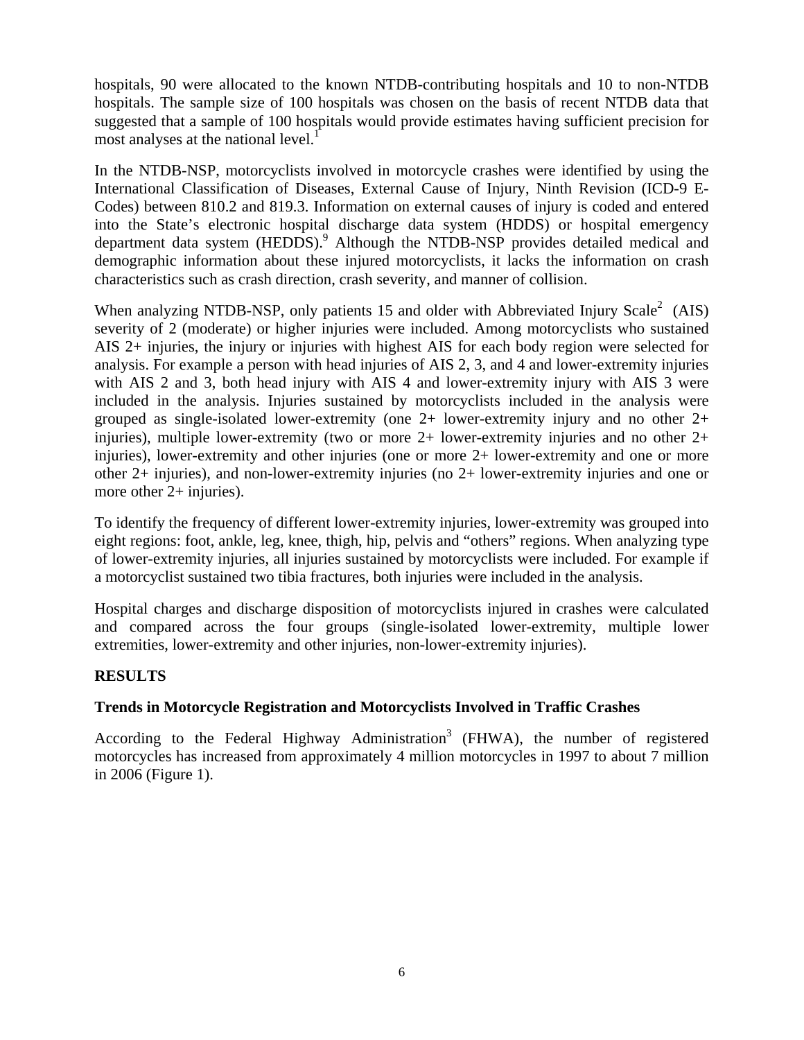hospitals, 90 were allocated to the known NTDB-contributing hospitals and 10 to non-NTDB hospitals. The sample size of 100 hospitals was chosen on the basis of recent NTDB data that suggested that a sample of 100 hospitals would provide estimates having sufficient precision for most analyses at the national level.[1]

In the NTDB-NSP, motorcyclists involved in motorcycle crashes were identified by using the International Classification of Diseases, External Cause of Injury, Ninth Revision (ICD-9 E-Codes) between 810.2 and 819.3. Information on external causes of injury is coded and entered into the State's electronic hospital discharge data system (HDDS) or hospital emergency department data system (HEDDS).[9] Although the NTDB-NSP provides detailed medical and demographic information about these injured motorcyclists, it lacks the information on crash characteristics such as crash direction, crash severity, and manner of collision.

When analyzing NTDB-NSP, only patients 15 and older with Abbreviated Injury Scale[2] (AIS) severity of 2 (moderate) or higher injuries were included. Among motorcyclists who sustained AIS 2+ injuries, the injury or injuries with highest AIS for each body region were selected for analysis. For example a person with head injuries of AIS 2, 3, and 4 and lower-extremity injuries with AIS 2 and 3, both head injury with AIS 4 and lower-extremity injury with AIS 3 were included in the analysis. Injuries sustained by motorcyclists included in the analysis were grouped as single-isolated lower-extremity (one 2+ lower-extremity injury and no other 2+ injuries), multiple lower-extremity (two or more 2+ lower-extremity injuries and no other 2+ injuries), lower-extremity and other injuries (one or more 2+ lower-extremity and one or more other 2+ injuries), and non-lower-extremity injuries (no 2+ lower-extremity injuries and one or more other 2+ injuries).

To identify the frequency of different lower-extremity injuries, lower-extremity was grouped into eight regions: foot, ankle, leg, knee, thigh, hip, pelvis and "others" regions. When analyzing type of lower-extremity injuries, all injuries sustained by motorcyclists were included. For example if a motorcyclist sustained two tibia fractures, both injuries were included in the analysis.

Hospital charges and discharge disposition of motorcyclists injured in crashes were calculated and compared across the four groups (single-isolated lower-extremity, multiple lower extremities, lower-extremity and other injuries, non-lower-extremity injuries).

## RESULTS

### Trends in Motorcycle Registration and Motorcyclists Involved in Traffic Crashes

According to the Federal Highway Administration[3] (FHWA), the number of registered motorcycles has increased from approximately 4 million motorcycles in 1997 to about 7 million in 2006 (Figure 1).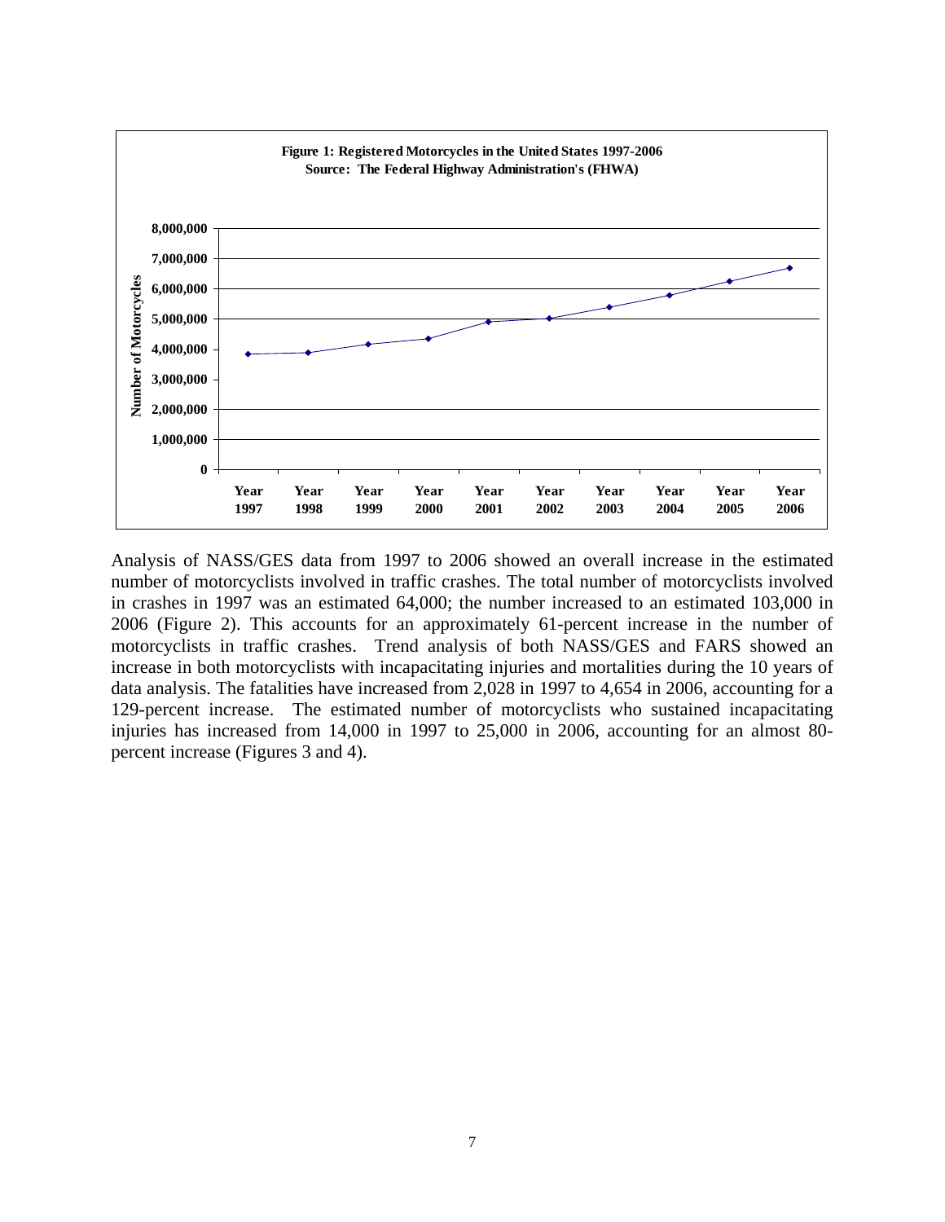**Figure 1: Registered Motorcycles in the United States 1997-2006**
**Source: The Federal Highway Administration's (FHWA)**

Analysis of NASS/GES data from 1997 to 2006 showed an overall increase in the estimated number of motorcyclists involved in traffic crashes. The total number of motorcyclists involved in crashes in 1997 was an estimated 64,000; the number increased to an estimated 103,000 in 2006 (Figure 2). This accounts for an approximately 61-percent increase in the number of motorcyclists in traffic crashes. Trend analysis of both NASS/GES and FARS showed an increase in both motorcyclists with incapacitating injuries and mortalities during the 10 years of data analysis. The fatalities have increased from 2,028 in 1997 to 4,654 in 2006, accounting for a 129-percent increase. The estimated number of motorcyclists who sustained incapacitating injuries has increased from 14,000 in 1997 to 25,000 in 2006, accounting for an almost 80-percent increase (Figures 3 and 4).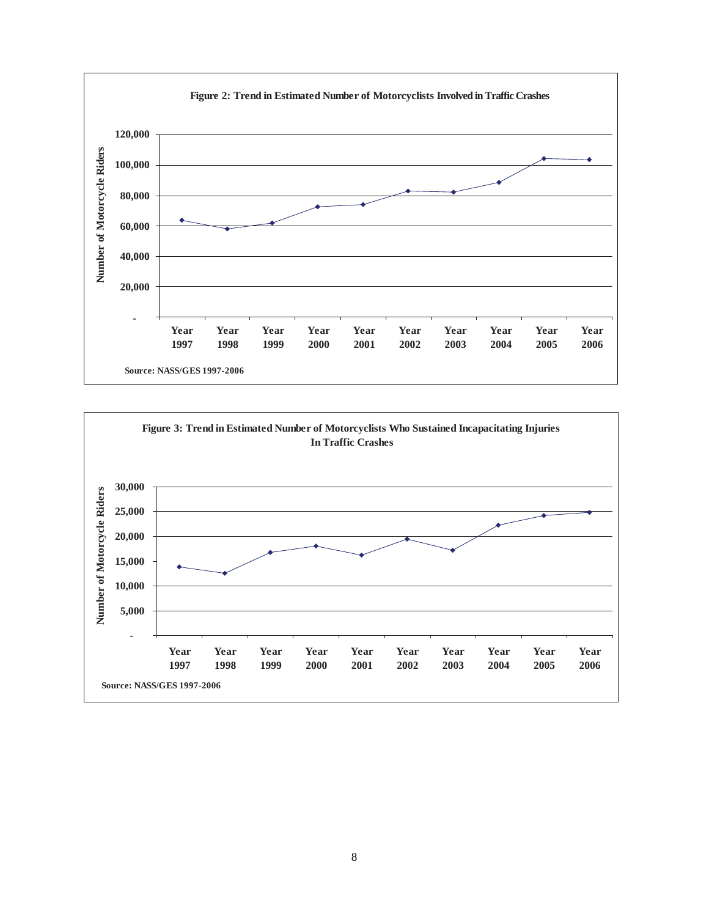**Figure 2: Trend in Estimated Number of Motorcyclists Involved in Traffic Crashes**

Source: NASS/GES 1997-2006

**Figure 3: Trend in Estimated Number of Motorcyclists Who Sustained Incapacitating Injuries In Traffic Crashes**

Source: NASS/GES 1997-2006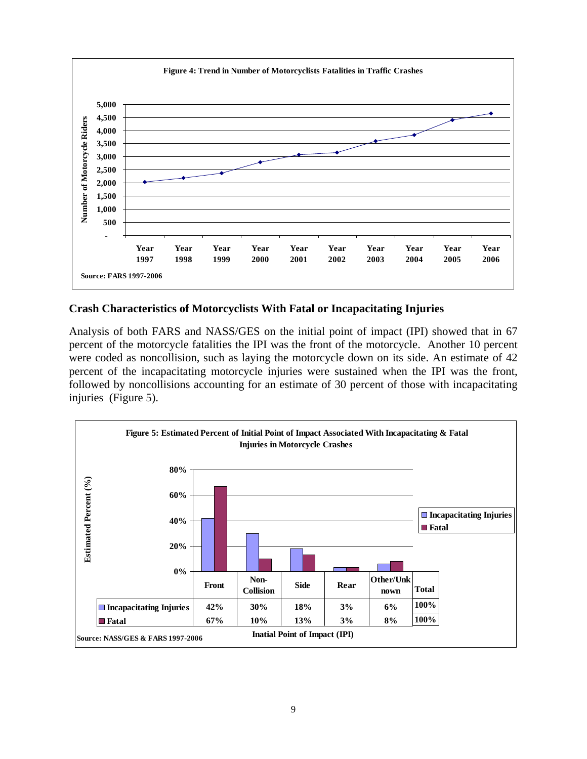**Figure 4: Trend in Number of Motorcyclists Fatalities in Traffic Crashes**

Source: FARS 1997-2006

## Crash Characteristics of Motorcyclists With Fatal or Incapacitating Injuries

Analysis of both FARS and NASS/GES on the initial point of impact (IPI) showed that in 67 percent of the motorcycle fatalities the IPI was the front of the motorcycle. Another 10 percent were coded as noncollision, such as laying the motorcycle down on its side. An estimate of 42 percent of the incapacitating motorcycle injuries were sustained when the IPI was the front, followed by noncollisions accounting for an estimate of 30 percent of those with incapacitating injuries (Figure 5).

**Figure 5: Estimated Percent of Initial Point of Impact Associated With Incapacitating & Fatal Injuries in Motorcycle Crashes**

| | Front | Non-Collision | Side | Rear | Other/Unknown | Total |
|---|---|---|---|---|---|---|
| Incapacitating Injuries | 42% | 30% | 18% | 3% | 6% | 100% |
| Fatal | 67% | 10% | 13% | 3% | 8% | 100% |

Inatial Point of Impact (IPI)

Source: NASS/GES & FARS 1997-2006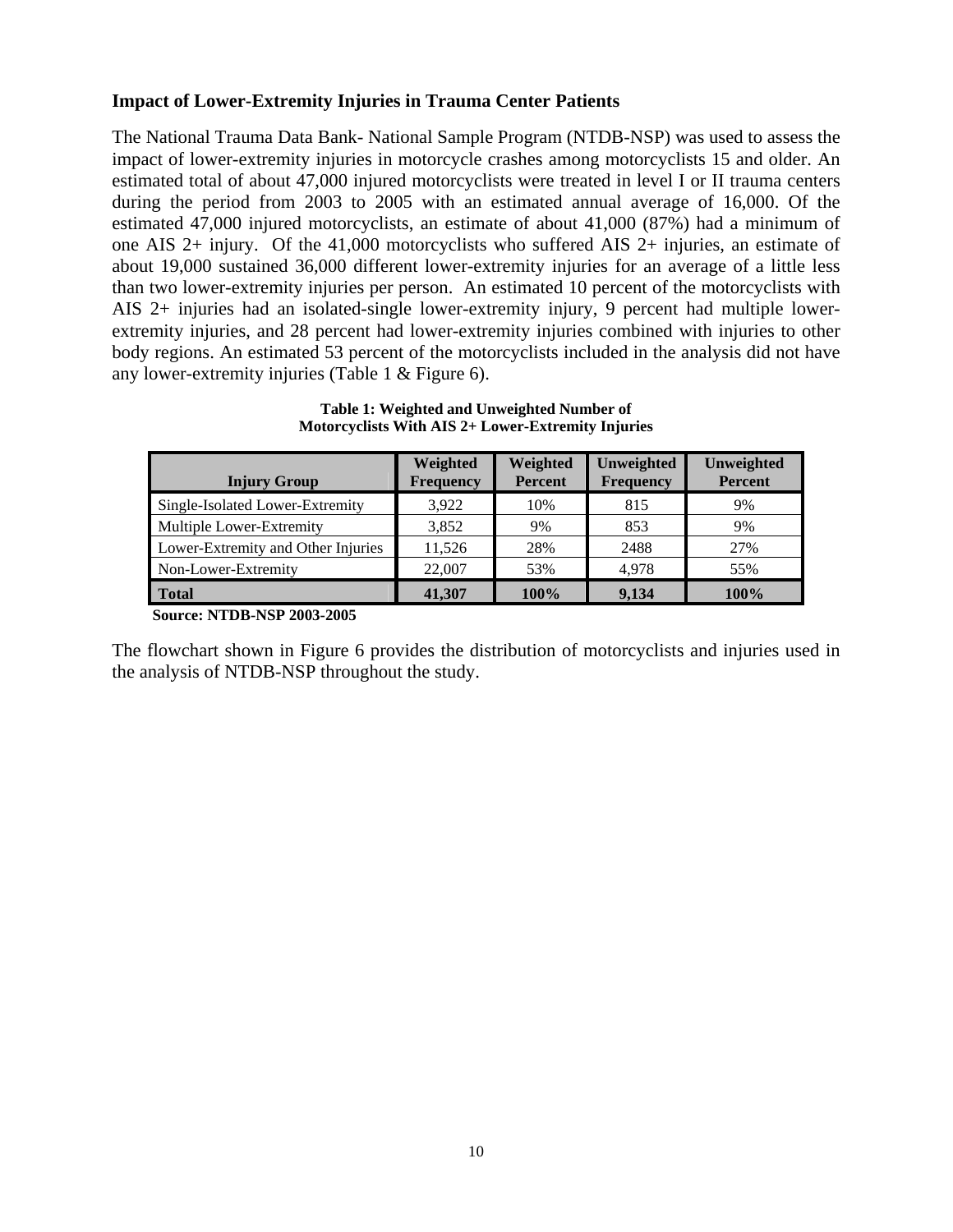## Impact of Lower-Extremity Injuries in Trauma Center Patients

The National Trauma Data Bank- National Sample Program (NTDB-NSP) was used to assess the impact of lower-extremity injuries in motorcycle crashes among motorcyclists 15 and older. An estimated total of about 47,000 injured motorcyclists were treated in level I or II trauma centers during the period from 2003 to 2005 with an estimated annual average of 16,000. Of the estimated 47,000 injured motorcyclists, an estimate of about 41,000 (87%) had a minimum of one AIS 2+ injury. Of the 41,000 motorcyclists who suffered AIS 2+ injuries, an estimate of about 19,000 sustained 36,000 different lower-extremity injuries for an average of a little less than two lower-extremity injuries per person. An estimated 10 percent of the motorcyclists with AIS 2+ injuries had an isolated-single lower-extremity injury, 9 percent had multiple lower-extremity injuries, and 28 percent had lower-extremity injuries combined with injuries to other body regions. An estimated 53 percent of the motorcyclists included in the analysis did not have any lower-extremity injuries (Table 1 & Figure 6).

**Table 1: Weighted and Unweighted Number of Motorcyclists With AIS 2+ Lower-Extremity Injuries**

| Injury Group | Weighted Frequency | Weighted Percent | Unweighted Frequency | Unweighted Percent |
|---|---|---|---|---|
| Single-Isolated Lower-Extremity | 3,922 | 10% | 815 | 9% |
| Multiple Lower-Extremity | 3,852 | 9% | 853 | 9% |
| Lower-Extremity and Other Injuries | 11,526 | 28% | 2488 | 27% |
| Non-Lower-Extremity | 22,007 | 53% | 4,978 | 55% |
| **Total** | **41,307** | **100%** | **9,134** | **100%** |

**Source: NTDB-NSP 2003-2005**

The flowchart shown in Figure 6 provides the distribution of motorcyclists and injuries used in the analysis of NTDB-NSP throughout the study.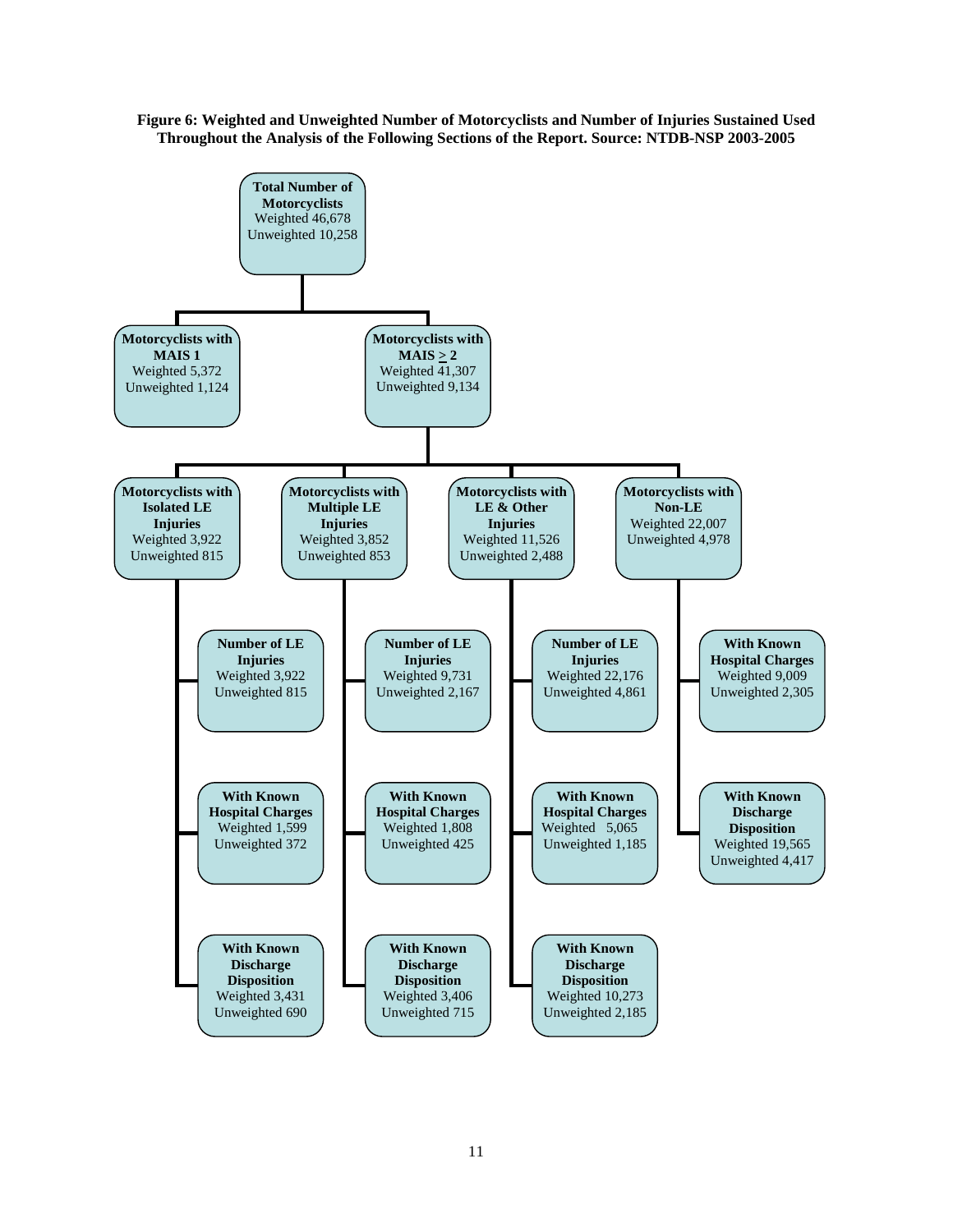**Figure 6: Weighted and Unweighted Number of Motorcyclists and Number of Injuries Sustained Used Throughout the Analysis of the Following Sections of the Report. Source: NTDB-NSP 2003-2005**

- **Total Number of Motorcyclists** — Weighted 46,678; Unweighted 10,258
  - **Motorcyclists with MAIS 1** — Weighted 5,372; Unweighted 1,124
  - **Motorcyclists with MAIS ≥ 2** — Weighted 41,307; Unweighted 9,134
    - **Motorcyclists with Isolated LE Injuries** — Weighted 3,922; Unweighted 815
      - **Number of LE Injuries** — Weighted 3,922; Unweighted 815
      - **With Known Hospital Charges** — Weighted 1,599; Unweighted 372
      - **With Known Discharge Disposition** — Weighted 3,431; Unweighted 690
    - **Motorcyclists with Multiple LE Injuries** — Weighted 3,852; Unweighted 853
      - **Number of LE Injuries** — Weighted 9,731; Unweighted 2,167
      - **With Known Hospital Charges** — Weighted 1,808; Unweighted 425
      - **With Known Discharge Disposition** — Weighted 3,406; Unweighted 715
    - **Motorcyclists with LE & Other Injuries** — Weighted 11,526; Unweighted 2,488
      - **Number of LE Injuries** — Weighted 22,176; Unweighted 4,861
      - **With Known Hospital Charges** — Weighted 5,065; Unweighted 1,185
      - **With Known Discharge Disposition** — Weighted 10,273; Unweighted 2,185
    - **Motorcyclists with Non-LE** — Weighted 22,007; Unweighted 4,978
      - **With Known Hospital Charges** — Weighted 9,009; Unweighted 2,305
      - **With Known Discharge Disposition** — Weighted 19,565; Unweighted 4,417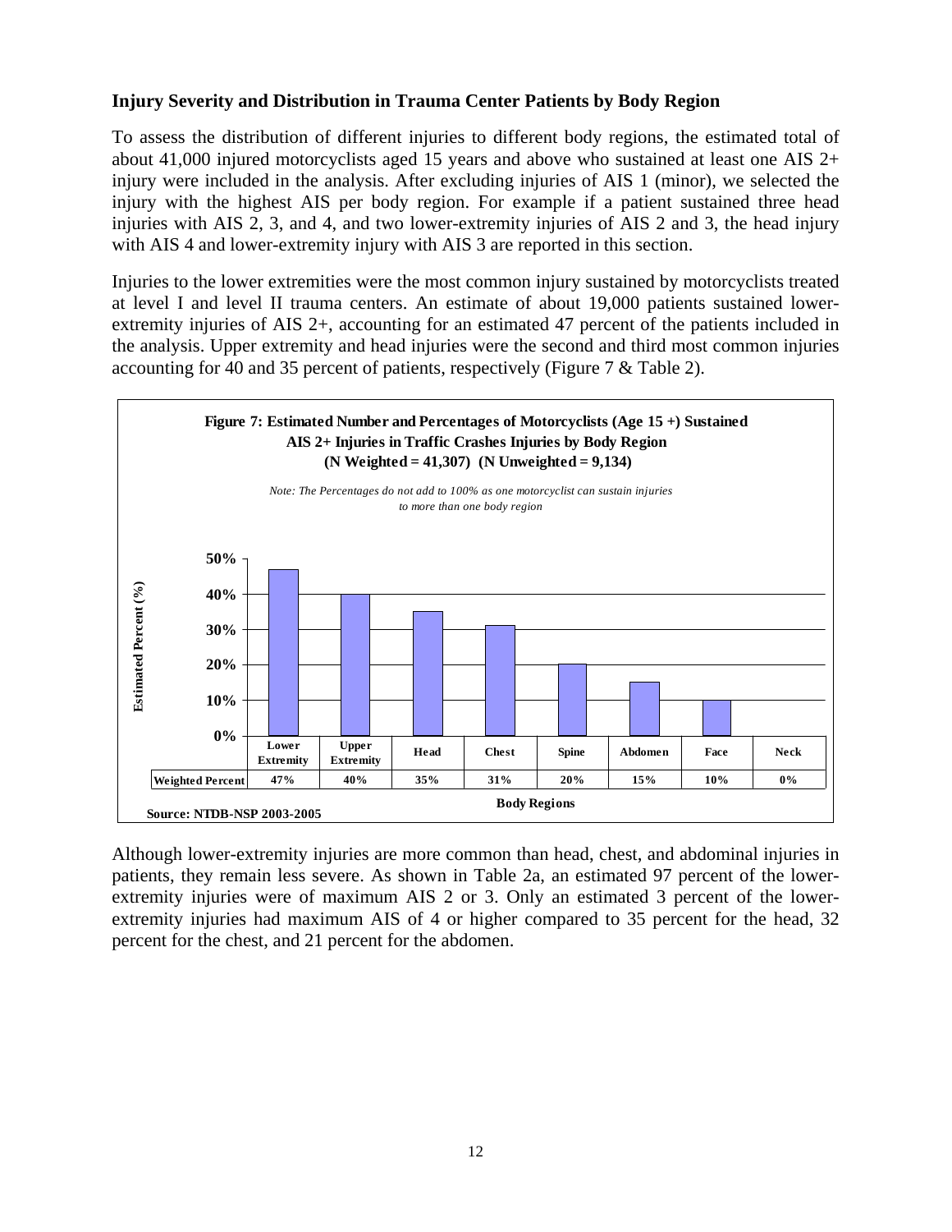### Injury Severity and Distribution in Trauma Center Patients by Body Region

To assess the distribution of different injuries to different body regions, the estimated total of about 41,000 injured motorcyclists aged 15 years and above who sustained at least one AIS 2+ injury were included in the analysis. After excluding injuries of AIS 1 (minor), we selected the injury with the highest AIS per body region. For example if a patient sustained three head injuries with AIS 2, 3, and 4, and two lower-extremity injuries of AIS 2 and 3, the head injury with AIS 4 and lower-extremity injury with AIS 3 are reported in this section.

Injuries to the lower extremities were the most common injury sustained by motorcyclists treated at level I and level II trauma centers. An estimate of about 19,000 patients sustained lower-extremity injuries of AIS 2+, accounting for an estimated 47 percent of the patients included in the analysis. Upper extremity and head injuries were the second and third most common injuries accounting for 40 and 35 percent of patients, respectively (Figure 7 & Table 2).

**Figure 7: Estimated Number and Percentages of Motorcyclists (Age 15 +) Sustained AIS 2+ Injuries in Traffic Crashes Injuries by Body Region (N Weighted = 41,307) (N Unweighted = 9,134)**

*Note: The Percentages do not add to 100% as one motorcyclist can sustain injuries to more than one body region*

| Body Regions | Lower Extremity | Upper Extremity | Head | Chest | Spine | Abdomen | Face | Neck |
|---|---|---|---|---|---|---|---|---|
| Weighted Percent | 47% | 40% | 35% | 31% | 20% | 15% | 10% | 0% |

Source: NTDB-NSP 2003-2005

Although lower-extremity injuries are more common than head, chest, and abdominal injuries in patients, they remain less severe. As shown in Table 2a, an estimated 97 percent of the lower-extremity injuries were of maximum AIS 2 or 3. Only an estimated 3 percent of the lower-extremity injuries had maximum AIS of 4 or higher compared to 35 percent for the head, 32 percent for the chest, and 21 percent for the abdomen.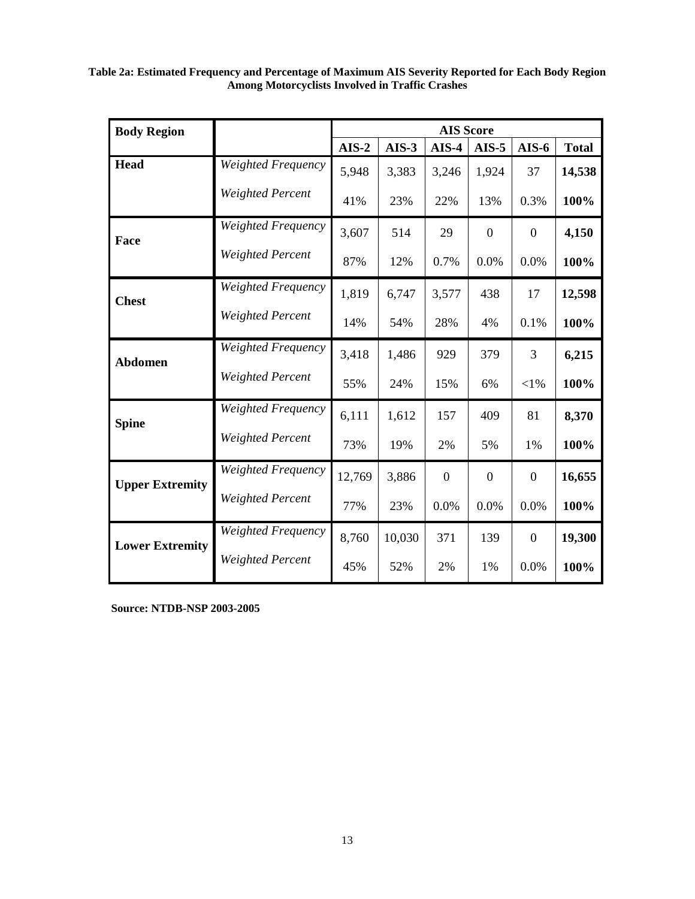**Table 2a: Estimated Frequency and Percentage of Maximum AIS Severity Reported for Each Body Region Among Motorcyclists Involved in Traffic Crashes**

| Body Region | | AIS Score | | | | | |
|---|---|---|---|---|---|---|---|
| | | **AIS-2** | **AIS-3** | **AIS-4** | **AIS-5** | **AIS-6** | **Total** |
| **Head** | *Weighted Frequency* | 5,948 | 3,383 | 3,246 | 1,924 | 37 | **14,538** |
| | *Weighted Percent* | 41% | 23% | 22% | 13% | 0.3% | **100%** |
| **Face** | *Weighted Frequency* | 3,607 | 514 | 29 | 0 | 0 | **4,150** |
| | *Weighted Percent* | 87% | 12% | 0.7% | 0.0% | 0.0% | **100%** |
| **Chest** | *Weighted Frequency* | 1,819 | 6,747 | 3,577 | 438 | 17 | **12,598** |
| | *Weighted Percent* | 14% | 54% | 28% | 4% | 0.1% | **100%** |
| **Abdomen** | *Weighted Frequency* | 3,418 | 1,486 | 929 | 379 | 3 | **6,215** |
| | *Weighted Percent* | 55% | 24% | 15% | 6% | <1% | **100%** |
| **Spine** | *Weighted Frequency* | 6,111 | 1,612 | 157 | 409 | 81 | **8,370** |
| | *Weighted Percent* | 73% | 19% | 2% | 5% | 1% | **100%** |
| **Upper Extremity** | *Weighted Frequency* | 12,769 | 3,886 | 0 | 0 | 0 | **16,655** |
| | *Weighted Percent* | 77% | 23% | 0.0% | 0.0% | 0.0% | **100%** |
| **Lower Extremity** | *Weighted Frequency* | 8,760 | 10,030 | 371 | 139 | 0 | **19,300** |
| | *Weighted Percent* | 45% | 52% | 2% | 1% | 0.0% | **100%** |

**Source: NTDB-NSP 2003-2005**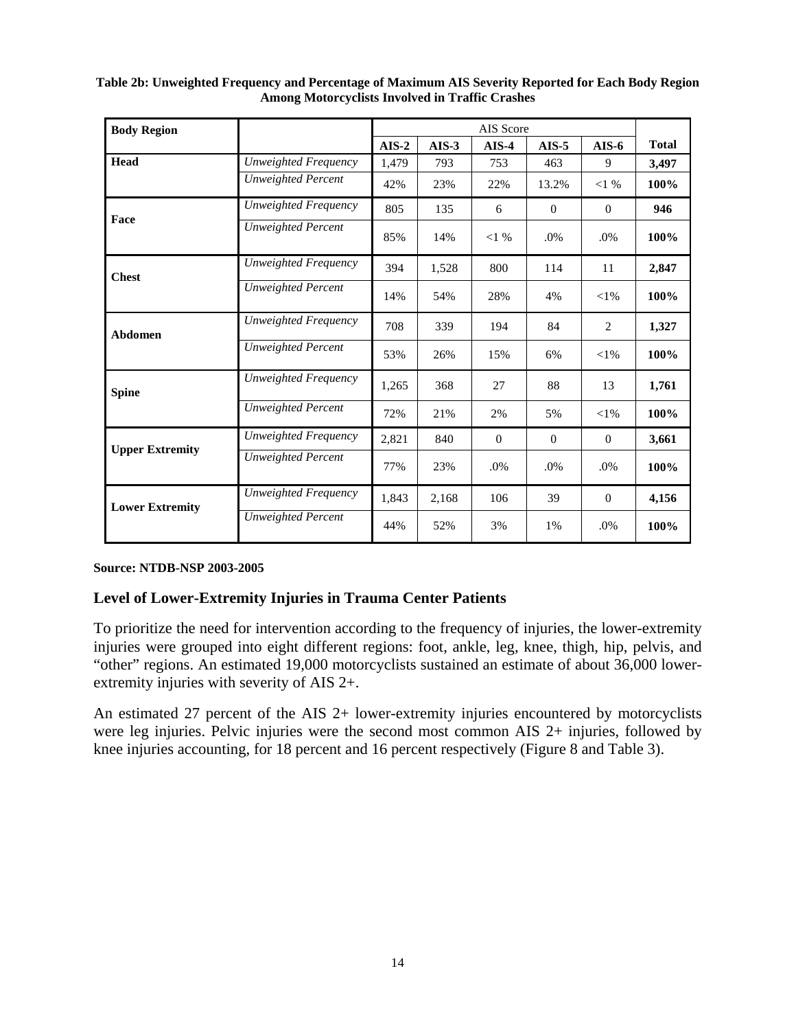**Table 2b: Unweighted Frequency and Percentage of Maximum AIS Severity Reported for Each Body Region Among Motorcyclists Involved in Traffic Crashes**

| Body Region | | AIS Score | | | | | |
|---|---|---|---|---|---|---|---|
| | | AIS-2 | AIS-3 | AIS-4 | AIS-5 | AIS-6 | Total |
| **Head** | *Unweighted Frequency* | 1,479 | 793 | 753 | 463 | 9 | **3,497** |
| | *Unweighted Percent* | 42% | 23% | 22% | 13.2% | <1 % | **100%** |
| **Face** | *Unweighted Frequency* | 805 | 135 | 6 | 0 | 0 | **946** |
| | *Unweighted Percent* | 85% | 14% | <1 % | .0% | .0% | **100%** |
| **Chest** | *Unweighted Frequency* | 394 | 1,528 | 800 | 114 | 11 | **2,847** |
| | *Unweighted Percent* | 14% | 54% | 28% | 4% | <1% | **100%** |
| **Abdomen** | *Unweighted Frequency* | 708 | 339 | 194 | 84 | 2 | **1,327** |
| | *Unweighted Percent* | 53% | 26% | 15% | 6% | <1% | **100%** |
| **Spine** | *Unweighted Frequency* | 1,265 | 368 | 27 | 88 | 13 | **1,761** |
| | *Unweighted Percent* | 72% | 21% | 2% | 5% | <1% | **100%** |
| **Upper Extremity** | *Unweighted Frequency* | 2,821 | 840 | 0 | 0 | 0 | **3,661** |
| | *Unweighted Percent* | 77% | 23% | .0% | .0% | .0% | **100%** |
| **Lower Extremity** | *Unweighted Frequency* | 1,843 | 2,168 | 106 | 39 | 0 | **4,156** |
| | *Unweighted Percent* | 44% | 52% | 3% | 1% | .0% | **100%** |

**Source: NTDB-NSP 2003-2005**

## Level of Lower-Extremity Injuries in Trauma Center Patients

To prioritize the need for intervention according to the frequency of injuries, the lower-extremity injuries were grouped into eight different regions: foot, ankle, leg, knee, thigh, hip, pelvis, and "other" regions. An estimated 19,000 motorcyclists sustained an estimate of about 36,000 lower-extremity injuries with severity of AIS 2+.

An estimated 27 percent of the AIS 2+ lower-extremity injuries encountered by motorcyclists were leg injuries. Pelvic injuries were the second most common AIS 2+ injuries, followed by knee injuries accounting, for 18 percent and 16 percent respectively (Figure 8 and Table 3).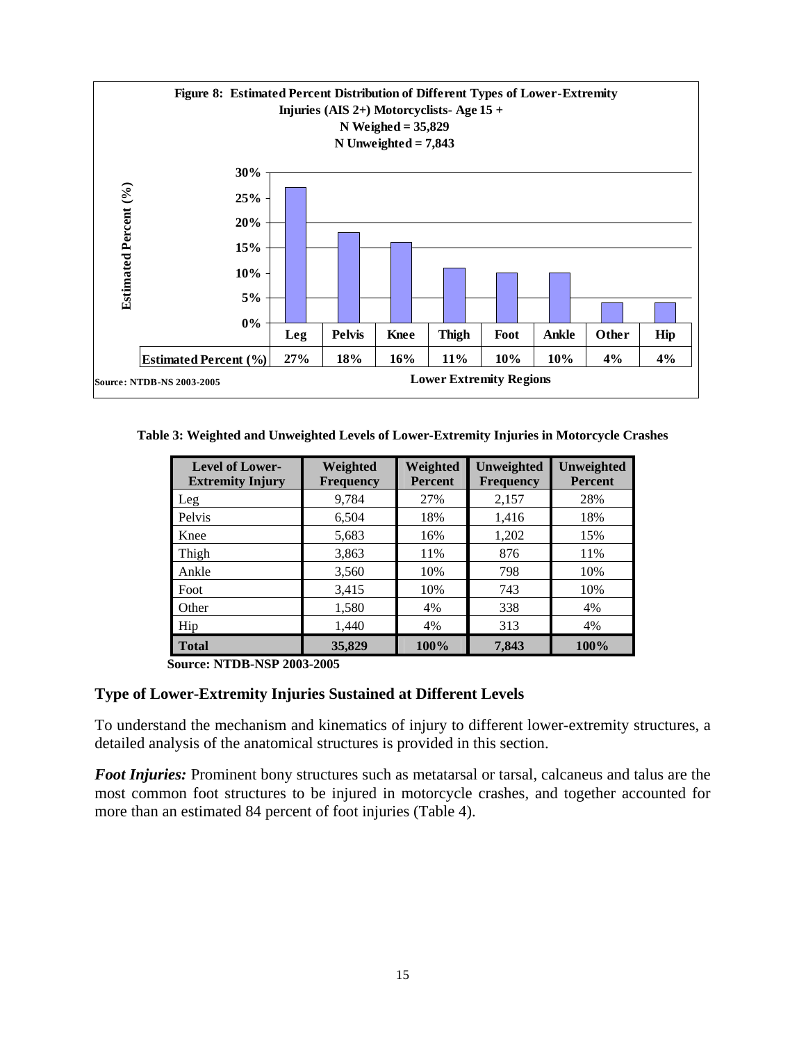**Figure 8: Estimated Percent Distribution of Different Types of Lower-Extremity Injuries (AIS 2+) Motorcyclists- Age 15 +**
**N Weighed = 35,829**
**N Unweighted = 7,843**

| | Leg | Pelvis | Knee | Thigh | Foot | Ankle | Other | Hip |
|---|---|---|---|---|---|---|---|---|
| Estimated Percent (%) | 27% | 18% | 16% | 11% | 10% | 10% | 4% | 4% |

Lower Extremity Regions

Source: NTDB-NS 2003-2005

**Table 3: Weighted and Unweighted Levels of Lower-Extremity Injuries in Motorcycle Crashes**

| Level of Lower-Extremity Injury | Weighted Frequency | Weighted Percent | Unweighted Frequency | Unweighted Percent |
|---|---|---|---|---|
| Leg | 9,784 | 27% | 2,157 | 28% |
| Pelvis | 6,504 | 18% | 1,416 | 18% |
| Knee | 5,683 | 16% | 1,202 | 15% |
| Thigh | 3,863 | 11% | 876 | 11% |
| Ankle | 3,560 | 10% | 798 | 10% |
| Foot | 3,415 | 10% | 743 | 10% |
| Other | 1,580 | 4% | 338 | 4% |
| Hip | 1,440 | 4% | 313 | 4% |
| **Total** | **35,829** | **100%** | **7,843** | **100%** |

**Source: NTDB-NSP 2003-2005**

## Type of Lower-Extremity Injuries Sustained at Different Levels

To understand the mechanism and kinematics of injury to different lower-extremity structures, a detailed analysis of the anatomical structures is provided in this section.

***Foot Injuries:*** Prominent bony structures such as metatarsal or tarsal, calcaneus and talus are the most common foot structures to be injured in motorcycle crashes, and together accounted for more than an estimated 84 percent of foot injuries (Table 4).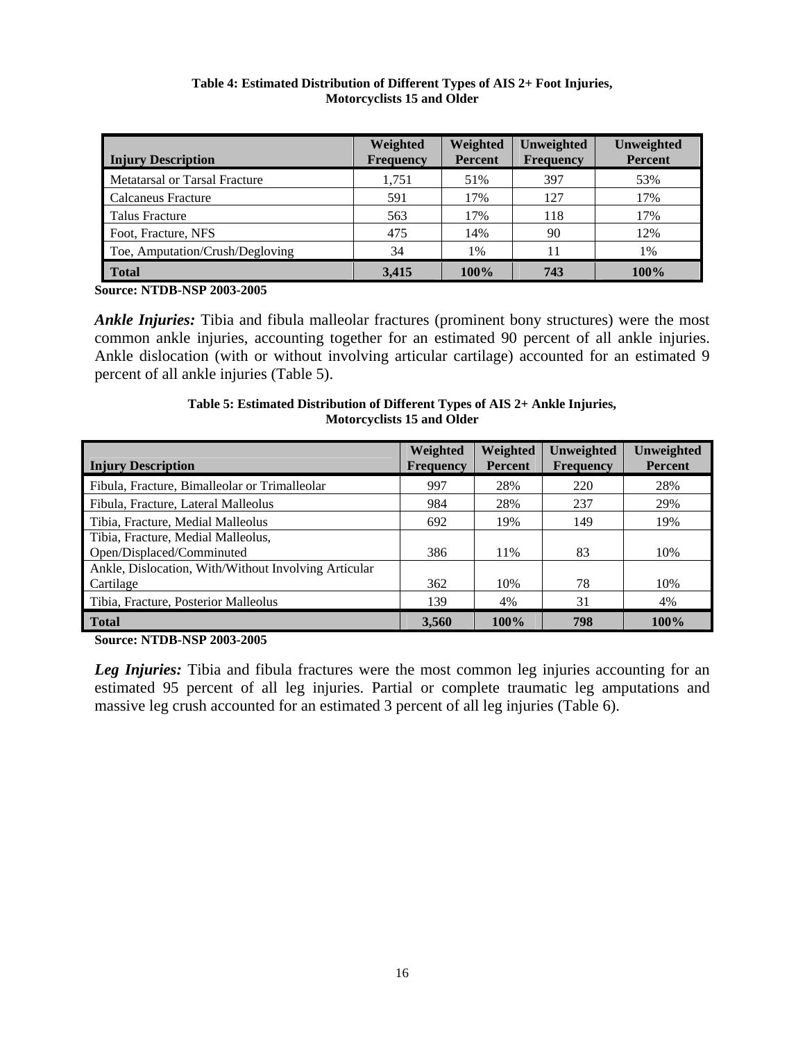**Table 4: Estimated Distribution of Different Types of AIS 2+ Foot Injuries, Motorcyclists 15 and Older**

| Injury Description | Weighted Frequency | Weighted Percent | Unweighted Frequency | Unweighted Percent |
|---|---|---|---|---|
| Metatarsal or Tarsal Fracture | 1,751 | 51% | 397 | 53% |
| Calcaneus Fracture | 591 | 17% | 127 | 17% |
| Talus Fracture | 563 | 17% | 118 | 17% |
| Foot, Fracture, NFS | 475 | 14% | 90 | 12% |
| Toe, Amputation/Crush/Degloving | 34 | 1% | 11 | 1% |
| **Total** | **3,415** | **100%** | **743** | **100%** |

**Source: NTDB-NSP 2003-2005**

***Ankle Injuries:*** Tibia and fibula malleolar fractures (prominent bony structures) were the most common ankle injuries, accounting together for an estimated 90 percent of all ankle injuries. Ankle dislocation (with or without involving articular cartilage) accounted for an estimated 9 percent of all ankle injuries (Table 5).

**Table 5: Estimated Distribution of Different Types of AIS 2+ Ankle Injuries, Motorcyclists 15 and Older**

| Injury Description | Weighted Frequency | Weighted Percent | Unweighted Frequency | Unweighted Percent |
|---|---|---|---|---|
| Fibula, Fracture, Bimalleolar or Trimalleolar | 997 | 28% | 220 | 28% |
| Fibula, Fracture, Lateral Malleolus | 984 | 28% | 237 | 29% |
| Tibia, Fracture, Medial Malleolus | 692 | 19% | 149 | 19% |
| Tibia, Fracture, Medial Malleolus, Open/Displaced/Comminuted | 386 | 11% | 83 | 10% |
| Ankle, Dislocation, With/Without Involving Articular Cartilage | 362 | 10% | 78 | 10% |
| Tibia, Fracture, Posterior Malleolus | 139 | 4% | 31 | 4% |
| **Total** | **3,560** | **100%** | **798** | **100%** |

**Source: NTDB-NSP 2003-2005**

***Leg Injuries:*** Tibia and fibula fractures were the most common leg injuries accounting for an estimated 95 percent of all leg injuries. Partial or complete traumatic leg amputations and massive leg crush accounted for an estimated 3 percent of all leg injuries (Table 6).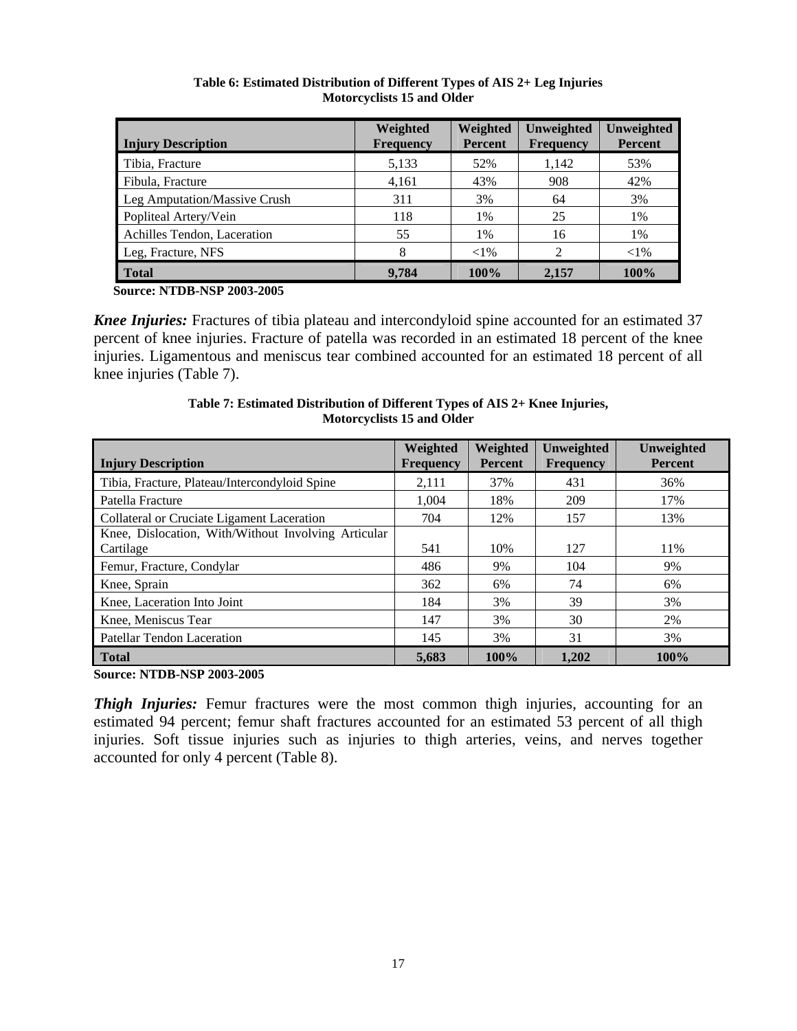**Table 6: Estimated Distribution of Different Types of AIS 2+ Leg Injuries Motorcyclists 15 and Older**

| Injury Description | Weighted Frequency | Weighted Percent | Unweighted Frequency | Unweighted Percent |
|---|---|---|---|---|
| Tibia, Fracture | 5,133 | 52% | 1,142 | 53% |
| Fibula, Fracture | 4,161 | 43% | 908 | 42% |
| Leg Amputation/Massive Crush | 311 | 3% | 64 | 3% |
| Popliteal Artery/Vein | 118 | 1% | 25 | 1% |
| Achilles Tendon, Laceration | 55 | 1% | 16 | 1% |
| Leg, Fracture, NFS | 8 | <1% | 2 | <1% |
| **Total** | **9,784** | **100%** | **2,157** | **100%** |

**Source: NTDB-NSP 2003-2005**

***Knee Injuries:*** Fractures of tibia plateau and intercondyloid spine accounted for an estimated 37 percent of knee injuries. Fracture of patella was recorded in an estimated 18 percent of the knee injuries. Ligamentous and meniscus tear combined accounted for an estimated 18 percent of all knee injuries (Table 7).

**Table 7: Estimated Distribution of Different Types of AIS 2+ Knee Injuries, Motorcyclists 15 and Older**

| Injury Description | Weighted Frequency | Weighted Percent | Unweighted Frequency | Unweighted Percent |
|---|---|---|---|---|
| Tibia, Fracture, Plateau/Intercondyloid Spine | 2,111 | 37% | 431 | 36% |
| Patella Fracture | 1,004 | 18% | 209 | 17% |
| Collateral or Cruciate Ligament Laceration | 704 | 12% | 157 | 13% |
| Knee, Dislocation, With/Without Involving Articular Cartilage | 541 | 10% | 127 | 11% |
| Femur, Fracture, Condylar | 486 | 9% | 104 | 9% |
| Knee, Sprain | 362 | 6% | 74 | 6% |
| Knee, Laceration Into Joint | 184 | 3% | 39 | 3% |
| Knee, Meniscus Tear | 147 | 3% | 30 | 2% |
| Patellar Tendon Laceration | 145 | 3% | 31 | 3% |
| **Total** | **5,683** | **100%** | **1,202** | **100%** |

**Source: NTDB-NSP 2003-2005**

***Thigh Injuries:*** Femur fractures were the most common thigh injuries, accounting for an estimated 94 percent; femur shaft fractures accounted for an estimated 53 percent of all thigh injuries. Soft tissue injuries such as injuries to thigh arteries, veins, and nerves together accounted for only 4 percent (Table 8).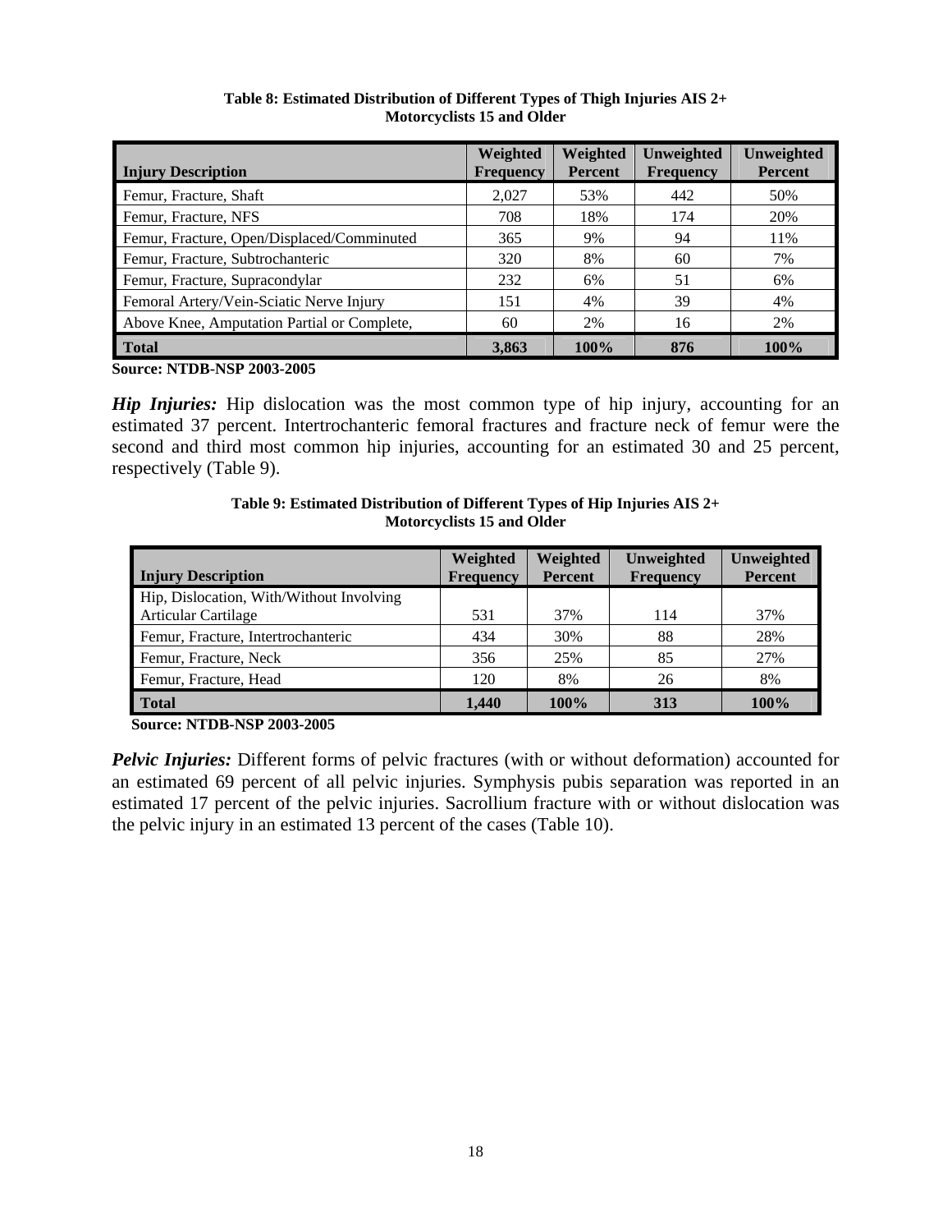**Table 8: Estimated Distribution of Different Types of Thigh Injuries AIS 2+ Motorcyclists 15 and Older**

| Injury Description | Weighted Frequency | Weighted Percent | Unweighted Frequency | Unweighted Percent |
|---|---|---|---|---|
| Femur, Fracture, Shaft | 2,027 | 53% | 442 | 50% |
| Femur, Fracture, NFS | 708 | 18% | 174 | 20% |
| Femur, Fracture, Open/Displaced/Comminuted | 365 | 9% | 94 | 11% |
| Femur, Fracture, Subtrochanteric | 320 | 8% | 60 | 7% |
| Femur, Fracture, Supracondylar | 232 | 6% | 51 | 6% |
| Femoral Artery/Vein-Sciatic Nerve Injury | 151 | 4% | 39 | 4% |
| Above Knee, Amputation Partial or Complete, | 60 | 2% | 16 | 2% |
| **Total** | **3,863** | **100%** | **876** | **100%** |

**Source: NTDB-NSP 2003-2005**

***Hip Injuries:*** Hip dislocation was the most common type of hip injury, accounting for an estimated 37 percent. Intertrochanteric femoral fractures and fracture neck of femur were the second and third most common hip injuries, accounting for an estimated 30 and 25 percent, respectively (Table 9).

**Table 9: Estimated Distribution of Different Types of Hip Injuries AIS 2+ Motorcyclists 15 and Older**

| Injury Description | Weighted Frequency | Weighted Percent | Unweighted Frequency | Unweighted Percent |
|---|---|---|---|---|
| Hip, Dislocation, With/Without Involving Articular Cartilage | 531 | 37% | 114 | 37% |
| Femur, Fracture, Intertrochanteric | 434 | 30% | 88 | 28% |
| Femur, Fracture, Neck | 356 | 25% | 85 | 27% |
| Femur, Fracture, Head | 120 | 8% | 26 | 8% |
| **Total** | **1,440** | **100%** | **313** | **100%** |

**Source: NTDB-NSP 2003-2005**

***Pelvic Injuries:*** Different forms of pelvic fractures (with or without deformation) accounted for an estimated 69 percent of all pelvic injuries. Symphysis pubis separation was reported in an estimated 17 percent of the pelvic injuries. Sacrollium fracture with or without dislocation was the pelvic injury in an estimated 13 percent of the cases (Table 10).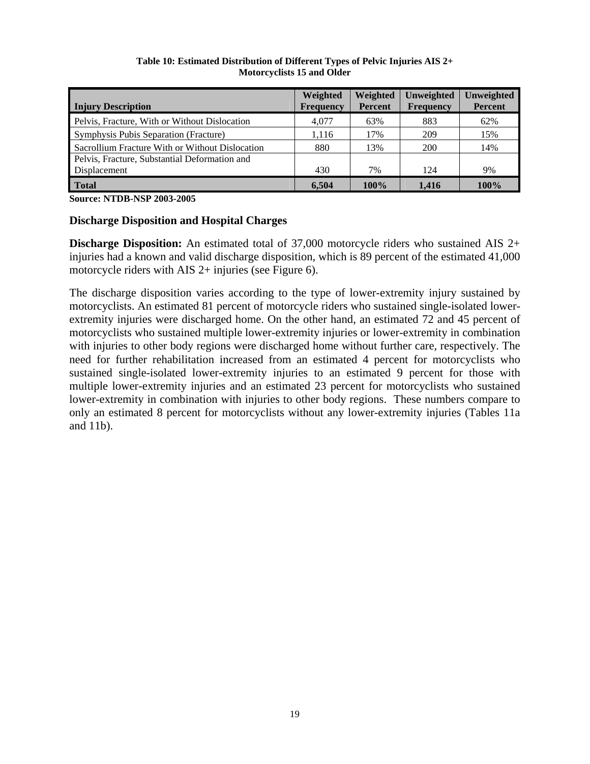**Table 10: Estimated Distribution of Different Types of Pelvic Injuries AIS 2+ Motorcyclists 15 and Older**

| Injury Description | Weighted Frequency | Weighted Percent | Unweighted Frequency | Unweighted Percent |
|---|---|---|---|---|
| Pelvis, Fracture, With or Without Dislocation | 4,077 | 63% | 883 | 62% |
| Symphysis Pubis Separation (Fracture) | 1,116 | 17% | 209 | 15% |
| Sacrollium Fracture With or Without Dislocation | 880 | 13% | 200 | 14% |
| Pelvis, Fracture, Substantial Deformation and Displacement | 430 | 7% | 124 | 9% |
| **Total** | **6,504** | **100%** | **1,416** | **100%** |

**Source: NTDB-NSP 2003-2005**

### Discharge Disposition and Hospital Charges

**Discharge Disposition:** An estimated total of 37,000 motorcycle riders who sustained AIS 2+ injuries had a known and valid discharge disposition, which is 89 percent of the estimated 41,000 motorcycle riders with AIS 2+ injuries (see Figure 6).

The discharge disposition varies according to the type of lower-extremity injury sustained by motorcyclists. An estimated 81 percent of motorcycle riders who sustained single-isolated lower-extremity injuries were discharged home. On the other hand, an estimated 72 and 45 percent of motorcyclists who sustained multiple lower-extremity injuries or lower-extremity in combination with injuries to other body regions were discharged home without further care, respectively. The need for further rehabilitation increased from an estimated 4 percent for motorcyclists who sustained single-isolated lower-extremity injuries to an estimated 9 percent for those with multiple lower-extremity injuries and an estimated 23 percent for motorcyclists who sustained lower-extremity in combination with injuries to other body regions. These numbers compare to only an estimated 8 percent for motorcyclists without any lower-extremity injuries (Tables 11a and 11b).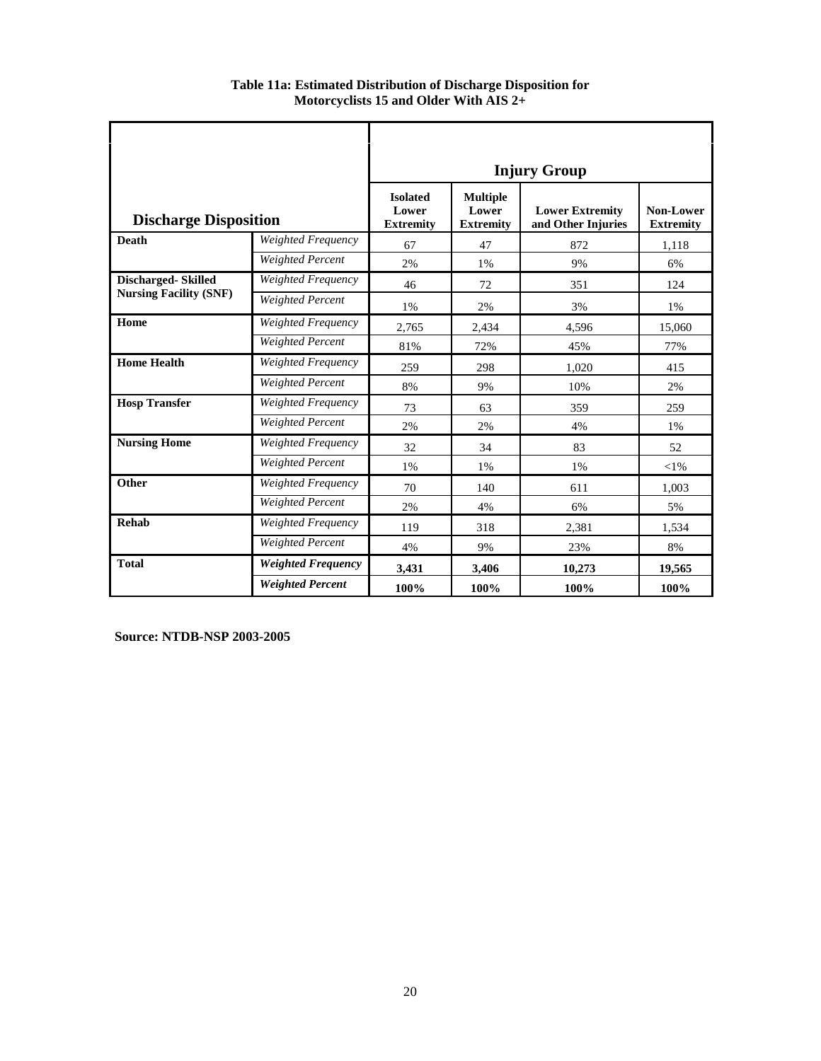**Table 11a: Estimated Distribution of Discharge Disposition for Motorcyclists 15 and Older With AIS 2+**

| Discharge Disposition | | Injury Group | | | |
|---|---|---|---|---|---|
| | | Isolated Lower Extremity | Multiple Lower Extremity | Lower Extremity and Other Injuries | Non-Lower Extremity |
| **Death** | *Weighted Frequency* | 67 | 47 | 872 | 1,118 |
| | *Weighted Percent* | 2% | 1% | 9% | 6% |
| **Discharged- Skilled Nursing Facility (SNF)** | *Weighted Frequency* | 46 | 72 | 351 | 124 |
| | *Weighted Percent* | 1% | 2% | 3% | 1% |
| **Home** | *Weighted Frequency* | 2,765 | 2,434 | 4,596 | 15,060 |
| | *Weighted Percent* | 81% | 72% | 45% | 77% |
| **Home Health** | *Weighted Frequency* | 259 | 298 | 1,020 | 415 |
| | *Weighted Percent* | 8% | 9% | 10% | 2% |
| **Hosp Transfer** | *Weighted Frequency* | 73 | 63 | 359 | 259 |
| | *Weighted Percent* | 2% | 2% | 4% | 1% |
| **Nursing Home** | *Weighted Frequency* | 32 | 34 | 83 | 52 |
| | *Weighted Percent* | 1% | 1% | 1% | <1% |
| **Other** | *Weighted Frequency* | 70 | 140 | 611 | 1,003 |
| | *Weighted Percent* | 2% | 4% | 6% | 5% |
| **Rehab** | *Weighted Frequency* | 119 | 318 | 2,381 | 1,534 |
| | *Weighted Percent* | 4% | 9% | 23% | 8% |
| **Total** | ***Weighted Frequency*** | **3,431** | **3,406** | **10,273** | **19,565** |
| | ***Weighted Percent*** | **100%** | **100%** | **100%** | **100%** |

**Source: NTDB-NSP 2003-2005**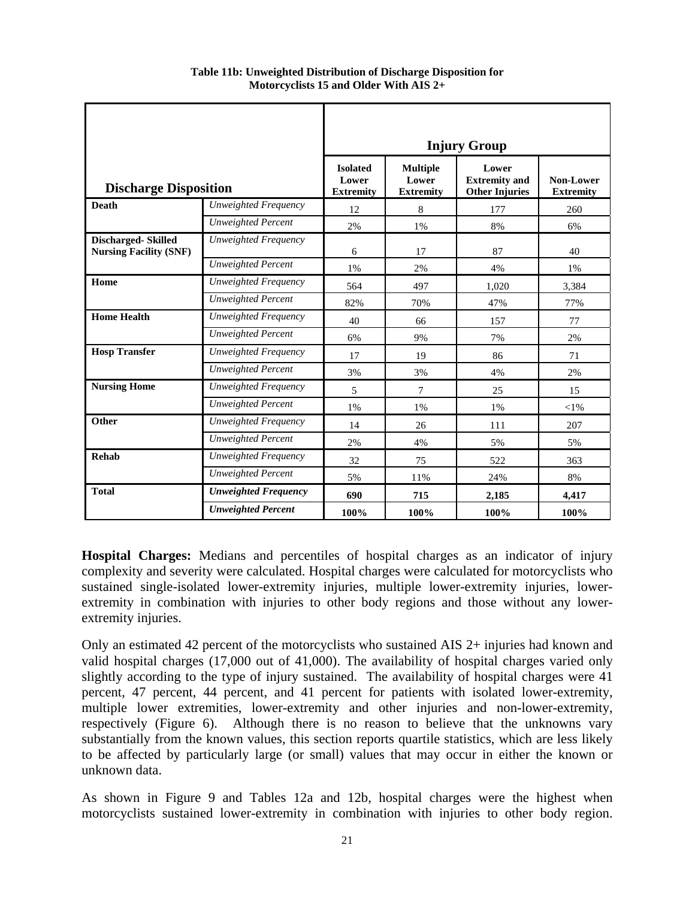**Table 11b: Unweighted Distribution of Discharge Disposition for Motorcyclists 15 and Older With AIS 2+**

| Discharge Disposition | | Injury Group | | | |
|---|---|---|---|---|---|
| | | Isolated Lower Extremity | Multiple Lower Extremity | Lower Extremity and Other Injuries | Non-Lower Extremity |
| **Death** | *Unweighted Frequency* | 12 | 8 | 177 | 260 |
| | *Unweighted Percent* | 2% | 1% | 8% | 6% |
| **Discharged- Skilled Nursing Facility (SNF)** | *Unweighted Frequency* | 6 | 17 | 87 | 40 |
| | *Unweighted Percent* | 1% | 2% | 4% | 1% |
| **Home** | *Unweighted Frequency* | 564 | 497 | 1,020 | 3,384 |
| | *Unweighted Percent* | 82% | 70% | 47% | 77% |
| **Home Health** | *Unweighted Frequency* | 40 | 66 | 157 | 77 |
| | *Unweighted Percent* | 6% | 9% | 7% | 2% |
| **Hosp Transfer** | *Unweighted Frequency* | 17 | 19 | 86 | 71 |
| | *Unweighted Percent* | 3% | 3% | 4% | 2% |
| **Nursing Home** | *Unweighted Frequency* | 5 | 7 | 25 | 15 |
| | *Unweighted Percent* | 1% | 1% | 1% | <1% |
| **Other** | *Unweighted Frequency* | 14 | 26 | 111 | 207 |
| | *Unweighted Percent* | 2% | 4% | 5% | 5% |
| **Rehab** | *Unweighted Frequency* | 32 | 75 | 522 | 363 |
| | *Unweighted Percent* | 5% | 11% | 24% | 8% |
| **Total** | ***Unweighted Frequency*** | **690** | **715** | **2,185** | **4,417** |
| | ***Unweighted Percent*** | **100%** | **100%** | **100%** | **100%** |

**Hospital Charges:** Medians and percentiles of hospital charges as an indicator of injury complexity and severity were calculated. Hospital charges were calculated for motorcyclists who sustained single-isolated lower-extremity injuries, multiple lower-extremity injuries, lower-extremity in combination with injuries to other body regions and those without any lower-extremity injuries.

Only an estimated 42 percent of the motorcyclists who sustained AIS 2+ injuries had known and valid hospital charges (17,000 out of 41,000). The availability of hospital charges varied only slightly according to the type of injury sustained. The availability of hospital charges were 41 percent, 47 percent, 44 percent, and 41 percent for patients with isolated lower-extremity, multiple lower extremities, lower-extremity and other injuries and non-lower-extremity, respectively (Figure 6). Although there is no reason to believe that the unknowns vary substantially from the known values, this section reports quartile statistics, which are less likely to be affected by particularly large (or small) values that may occur in either the known or unknown data.

As shown in Figure 9 and Tables 12a and 12b, hospital charges were the highest when motorcyclists sustained lower-extremity in combination with injuries to other body region.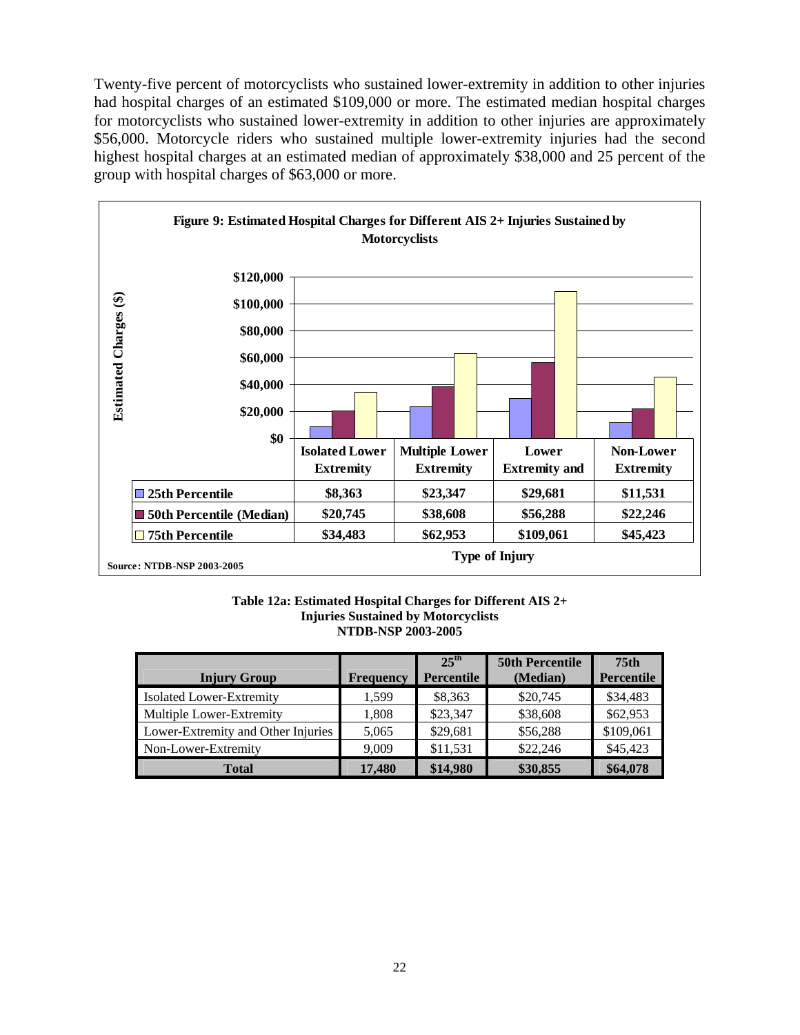Twenty-five percent of motorcyclists who sustained lower-extremity in addition to other injuries had hospital charges of an estimated $109,000 or more. The estimated median hospital charges for motorcyclists who sustained lower-extremity in addition to other injuries are approximately $56,000. Motorcycle riders who sustained multiple lower-extremity injuries had the second highest hospital charges at an estimated median of approximately $38,000 and 25 percent of the group with hospital charges of $63,000 or more.

**Figure 9: Estimated Hospital Charges for Different AIS 2+ Injuries Sustained by Motorcyclists**

| | Isolated Lower Extremity | Multiple Lower Extremity | Lower Extremity and | Non-Lower Extremity |
|---|---|---|---|---|
| 25th Percentile | $8,363 | $23,347 | $29,681 | $11,531 |
| 50th Percentile (Median) | $20,745 | $38,608 | $56,288 | $22,246 |
| 75th Percentile | $34,483 | $62,953 | $109,061 | $45,423 |

Type of Injury

Source: NTDB-NSP 2003-2005

**Table 12a: Estimated Hospital Charges for Different AIS 2+ Injuries Sustained by Motorcyclists NTDB-NSP 2003-2005**

| Injury Group | Frequency | 25th Percentile | 50th Percentile (Median) | 75th Percentile |
|---|---|---|---|---|
| Isolated Lower-Extremity | 1,599 | $8,363 | $20,745 | $34,483 |
| Multiple Lower-Extremity | 1,808 | $23,347 | $38,608 | $62,953 |
| Lower-Extremity and Other Injuries | 5,065 | $29,681 | $56,288 | $109,061 |
| Non-Lower-Extremity | 9,009 | $11,531 | $22,246 | $45,423 |
| **Total** | **17,480** | **$14,980** | **$30,855** | **$64,078** |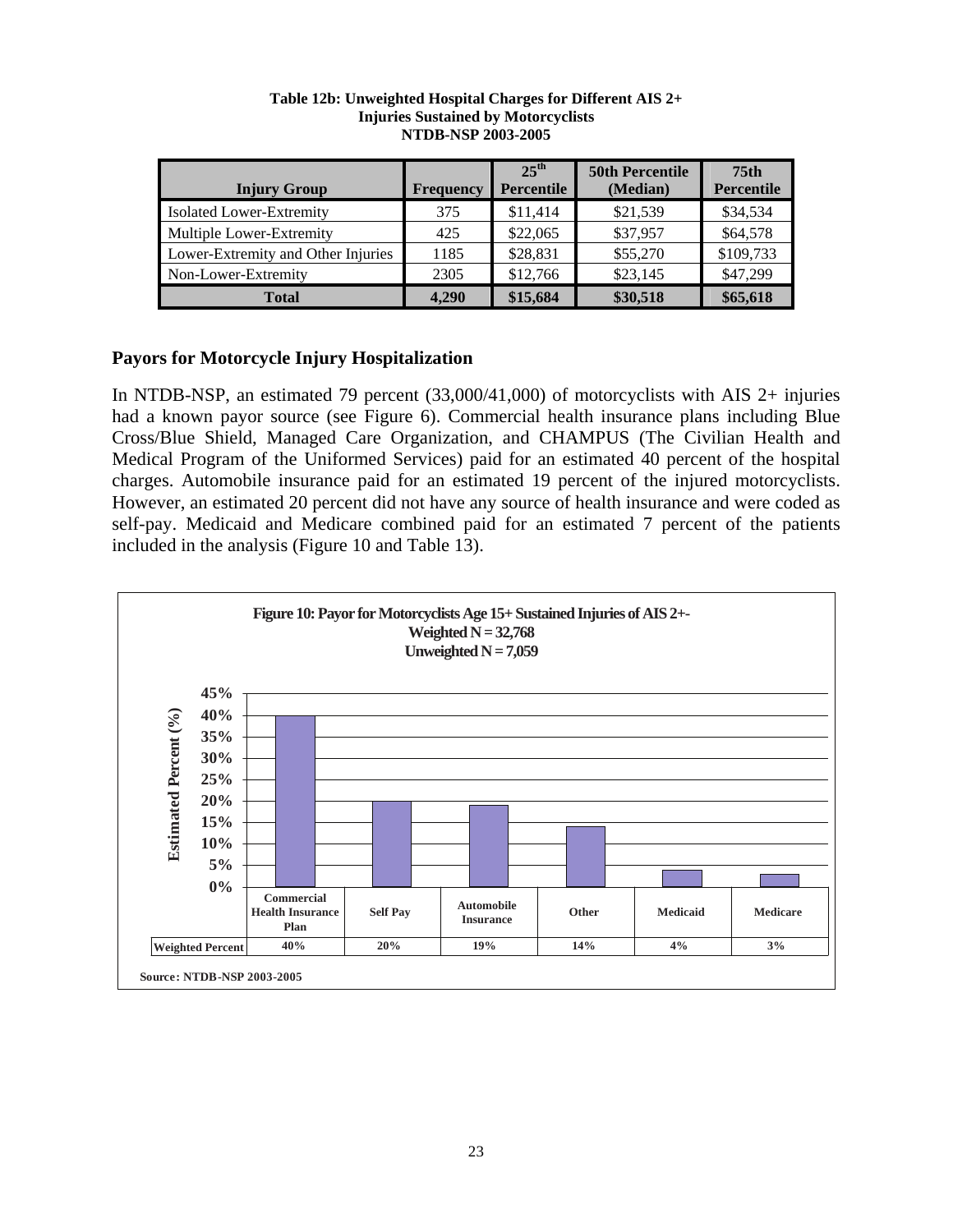**Table 12b: Unweighted Hospital Charges for Different AIS 2+ Injuries Sustained by Motorcyclists NTDB-NSP 2003-2005**

| Injury Group | Frequency | 25th Percentile | 50th Percentile (Median) | 75th Percentile |
|---|---|---|---|---|
| Isolated Lower-Extremity | 375 | $11,414 | $21,539 | $34,534 |
| Multiple Lower-Extremity | 425 | $22,065 | $37,957 | $64,578 |
| Lower-Extremity and Other Injuries | 1185 | $28,831 | $55,270 | $109,733 |
| Non-Lower-Extremity | 2305 | $12,766 | $23,145 | $47,299 |
| **Total** | **4,290** | **$15,684** | **$30,518** | **$65,618** |

## Payors for Motorcycle Injury Hospitalization

In NTDB-NSP, an estimated 79 percent (33,000/41,000) of motorcyclists with AIS 2+ injuries had a known payor source (see Figure 6). Commercial health insurance plans including Blue Cross/Blue Shield, Managed Care Organization, and CHAMPUS (The Civilian Health and Medical Program of the Uniformed Services) paid for an estimated 40 percent of the hospital charges. Automobile insurance paid for an estimated 19 percent of the injured motorcyclists. However, an estimated 20 percent did not have any source of health insurance and were coded as self-pay. Medicaid and Medicare combined paid for an estimated 7 percent of the patients included in the analysis (Figure 10 and Table 13).

**Figure 10: Payor for Motorcyclists Age 15+ Sustained Injuries of AIS 2+-**
**Weighted N = 32,768**
**Unweighted N = 7,059**

| | Commercial Health Insurance Plan | Self Pay | Automobile Insurance | Other | Medicaid | Medicare |
|---|---|---|---|---|---|---|
| Weighted Percent | 40% | 20% | 19% | 14% | 4% | 3% |

Source: NTDB-NSP 2003-2005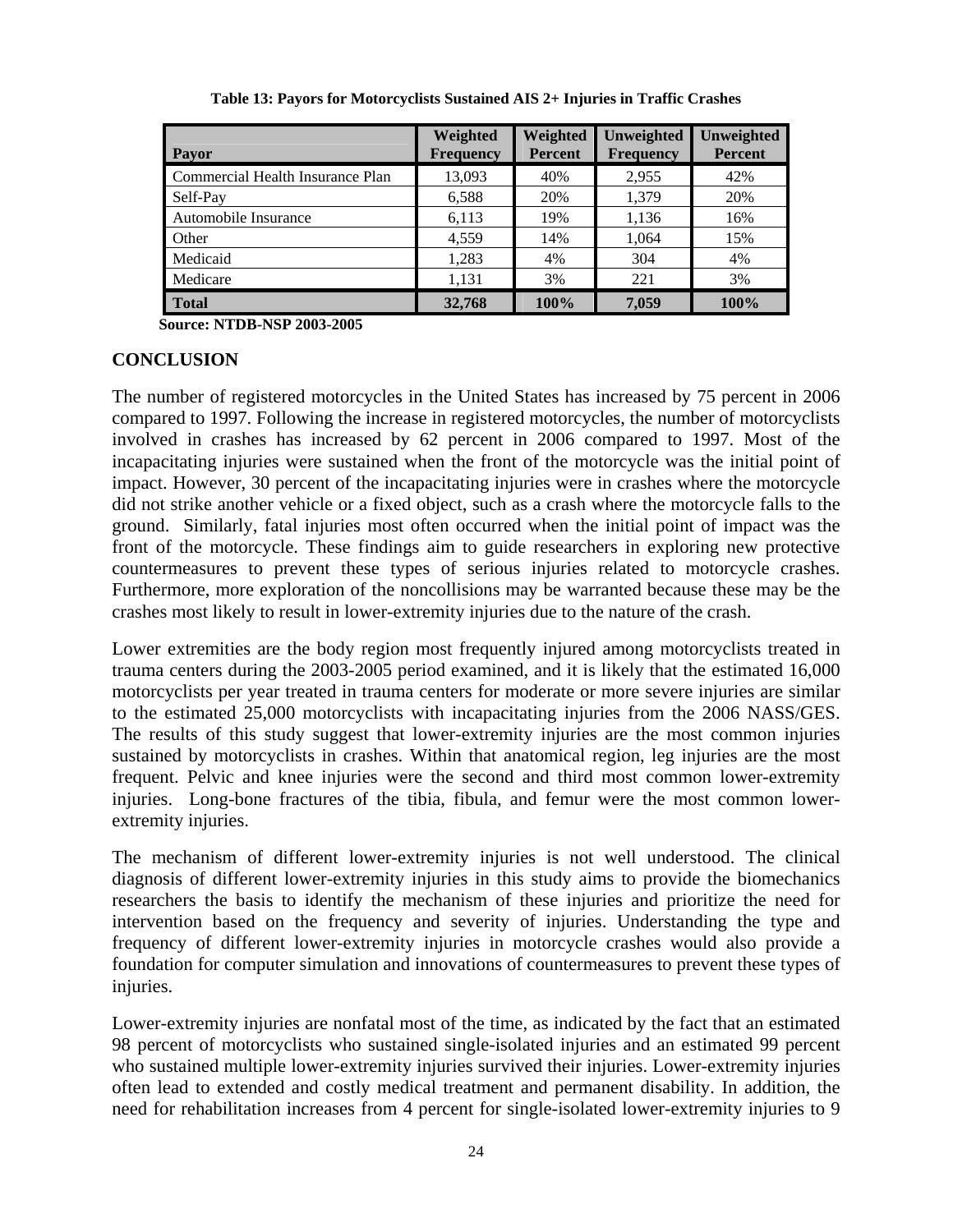**Table 13: Payors for Motorcyclists Sustained AIS 2+ Injuries in Traffic Crashes**

| Payor | Weighted Frequency | Weighted Percent | Unweighted Frequency | Unweighted Percent |
|---|---|---|---|---|
| Commercial Health Insurance Plan | 13,093 | 40% | 2,955 | 42% |
| Self-Pay | 6,588 | 20% | 1,379 | 20% |
| Automobile Insurance | 6,113 | 19% | 1,136 | 16% |
| Other | 4,559 | 14% | 1,064 | 15% |
| Medicaid | 1,283 | 4% | 304 | 4% |
| Medicare | 1,131 | 3% | 221 | 3% |
| **Total** | **32,768** | **100%** | **7,059** | **100%** |

**Source: NTDB-NSP 2003-2005**

## CONCLUSION

The number of registered motorcycles in the United States has increased by 75 percent in 2006 compared to 1997. Following the increase in registered motorcycles, the number of motorcyclists involved in crashes has increased by 62 percent in 2006 compared to 1997. Most of the incapacitating injuries were sustained when the front of the motorcycle was the initial point of impact. However, 30 percent of the incapacitating injuries were in crashes where the motorcycle did not strike another vehicle or a fixed object, such as a crash where the motorcycle falls to the ground. Similarly, fatal injuries most often occurred when the initial point of impact was the front of the motorcycle. These findings aim to guide researchers in exploring new protective countermeasures to prevent these types of serious injuries related to motorcycle crashes. Furthermore, more exploration of the noncollisions may be warranted because these may be the crashes most likely to result in lower-extremity injuries due to the nature of the crash.

Lower extremities are the body region most frequently injured among motorcyclists treated in trauma centers during the 2003-2005 period examined, and it is likely that the estimated 16,000 motorcyclists per year treated in trauma centers for moderate or more severe injuries are similar to the estimated 25,000 motorcyclists with incapacitating injuries from the 2006 NASS/GES. The results of this study suggest that lower-extremity injuries are the most common injuries sustained by motorcyclists in crashes. Within that anatomical region, leg injuries are the most frequent. Pelvic and knee injuries were the second and third most common lower-extremity injuries. Long-bone fractures of the tibia, fibula, and femur were the most common lower-extremity injuries.

The mechanism of different lower-extremity injuries is not well understood. The clinical diagnosis of different lower-extremity injuries in this study aims to provide the biomechanics researchers the basis to identify the mechanism of these injuries and prioritize the need for intervention based on the frequency and severity of injuries. Understanding the type and frequency of different lower-extremity injuries in motorcycle crashes would also provide a foundation for computer simulation and innovations of countermeasures to prevent these types of injuries.

Lower-extremity injuries are nonfatal most of the time, as indicated by the fact that an estimated 98 percent of motorcyclists who sustained single-isolated injuries and an estimated 99 percent who sustained multiple lower-extremity injuries survived their injuries. Lower-extremity injuries often lead to extended and costly medical treatment and permanent disability. In addition, the need for rehabilitation increases from 4 percent for single-isolated lower-extremity injuries to 9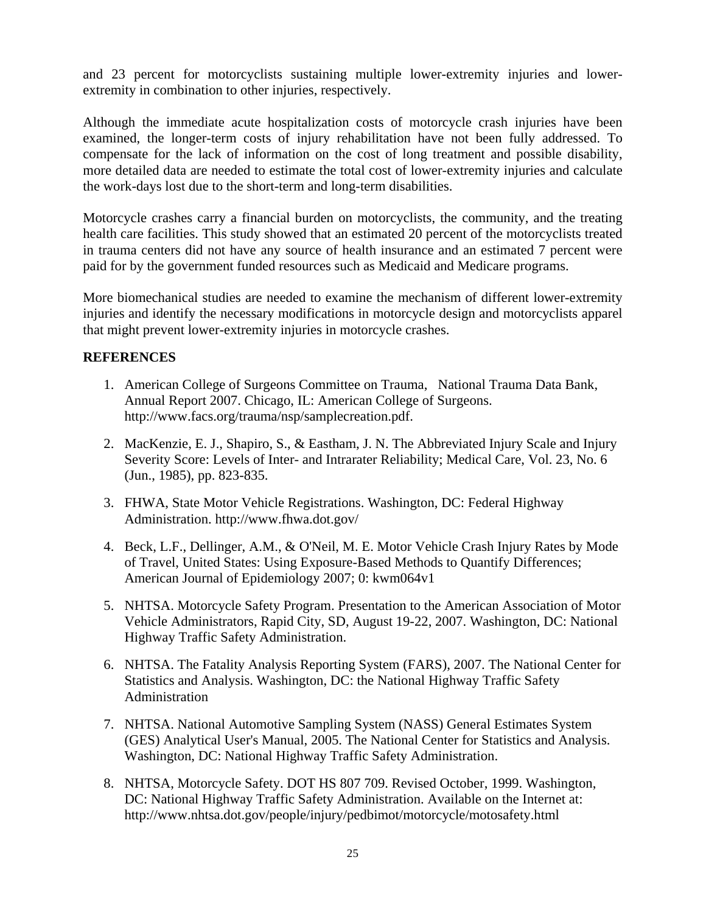and 23 percent for motorcyclists sustaining multiple lower-extremity injuries and lower-extremity in combination to other injuries, respectively.

Although the immediate acute hospitalization costs of motorcycle crash injuries have been examined, the longer-term costs of injury rehabilitation have not been fully addressed. To compensate for the lack of information on the cost of long treatment and possible disability, more detailed data are needed to estimate the total cost of lower-extremity injuries and calculate the work-days lost due to the short-term and long-term disabilities.

Motorcycle crashes carry a financial burden on motorcyclists, the community, and the treating health care facilities. This study showed that an estimated 20 percent of the motorcyclists treated in trauma centers did not have any source of health insurance and an estimated 7 percent were paid for by the government funded resources such as Medicaid and Medicare programs.

More biomechanical studies are needed to examine the mechanism of different lower-extremity injuries and identify the necessary modifications in motorcycle design and motorcyclists apparel that might prevent lower-extremity injuries in motorcycle crashes.

## REFERENCES

1. American College of Surgeons Committee on Trauma, National Trauma Data Bank, Annual Report 2007. Chicago, IL: American College of Surgeons. http://www.facs.org/trauma/nsp/samplecreation.pdf.
2. MacKenzie, E. J., Shapiro, S., & Eastham, J. N. The Abbreviated Injury Scale and Injury Severity Score: Levels of Inter- and Intrarater Reliability; Medical Care, Vol. 23, No. 6 (Jun., 1985), pp. 823-835.
3. FHWA, State Motor Vehicle Registrations. Washington, DC: Federal Highway Administration. http://www.fhwa.dot.gov/
4. Beck, L.F., Dellinger, A.M., & O'Neil, M. E. Motor Vehicle Crash Injury Rates by Mode of Travel, United States: Using Exposure-Based Methods to Quantify Differences; American Journal of Epidemiology 2007; 0: kwm064v1
5. NHTSA. Motorcycle Safety Program. Presentation to the American Association of Motor Vehicle Administrators, Rapid City, SD, August 19-22, 2007. Washington, DC: National Highway Traffic Safety Administration.
6. NHTSA. The Fatality Analysis Reporting System (FARS), 2007. The National Center for Statistics and Analysis. Washington, DC: the National Highway Traffic Safety Administration
7. NHTSA. National Automotive Sampling System (NASS) General Estimates System (GES) Analytical User's Manual, 2005. The National Center for Statistics and Analysis. Washington, DC: National Highway Traffic Safety Administration.
8. NHTSA, Motorcycle Safety. DOT HS 807 709. Revised October, 1999. Washington, DC: National Highway Traffic Safety Administration. Available on the Internet at: http://www.nhtsa.dot.gov/people/injury/pedbimot/motorcycle/motosafety.html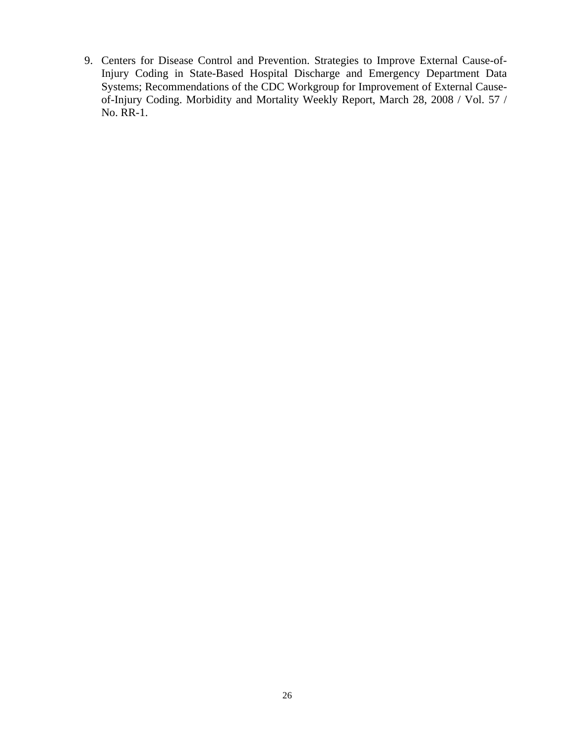9. Centers for Disease Control and Prevention. Strategies to Improve External Cause-of-Injury Coding in State-Based Hospital Discharge and Emergency Department Data Systems; Recommendations of the CDC Workgroup for Improvement of External Cause-of-Injury Coding. Morbidity and Mortality Weekly Report, March 28, 2008 / Vol. 57 / No. RR-1.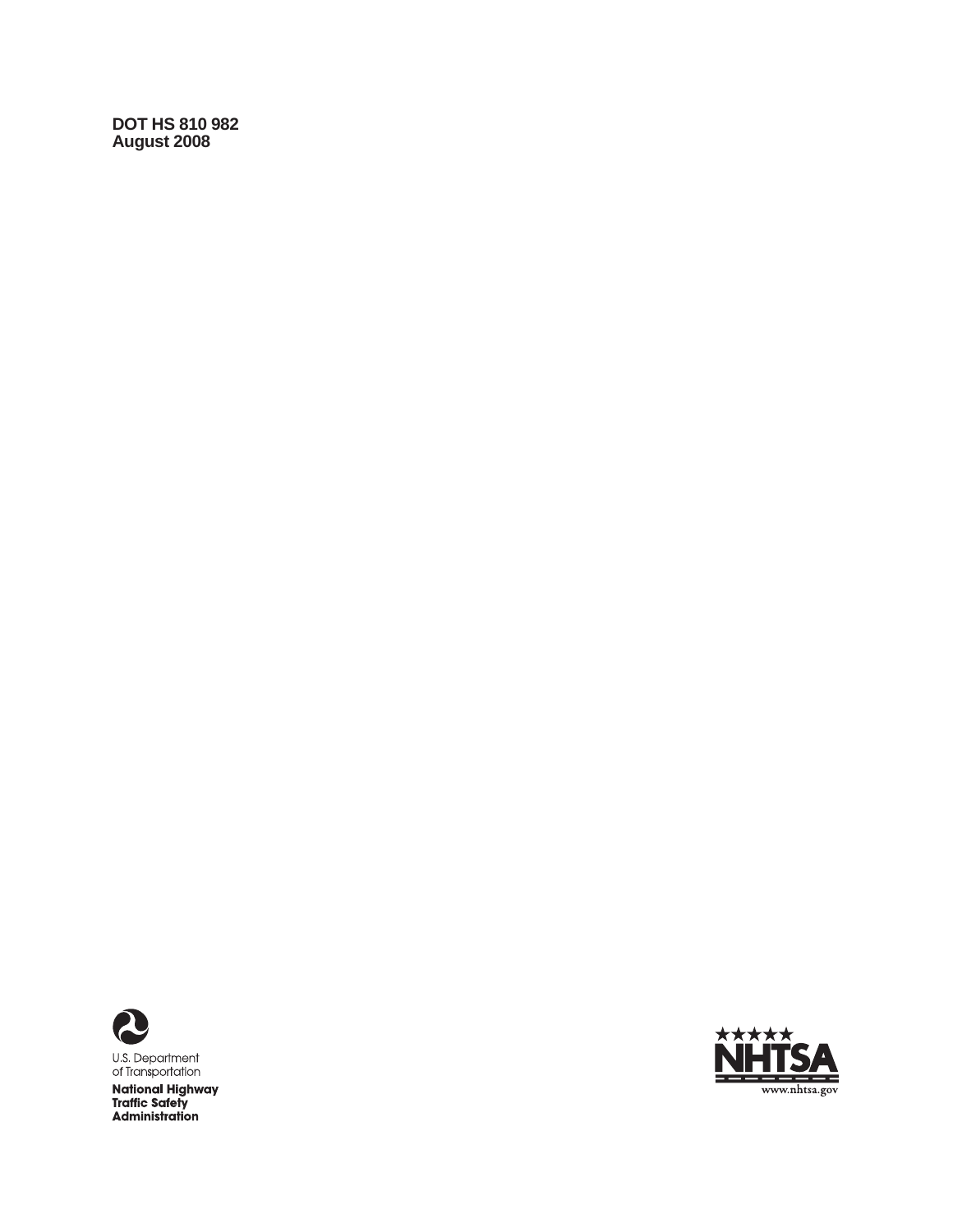**DOT HS 810 982**
**August 2008**

U.S. Department
of Transportation

**National Highway**
**Traffic Safety**
**Administration**

NHTSA

www.nhtsa.gov